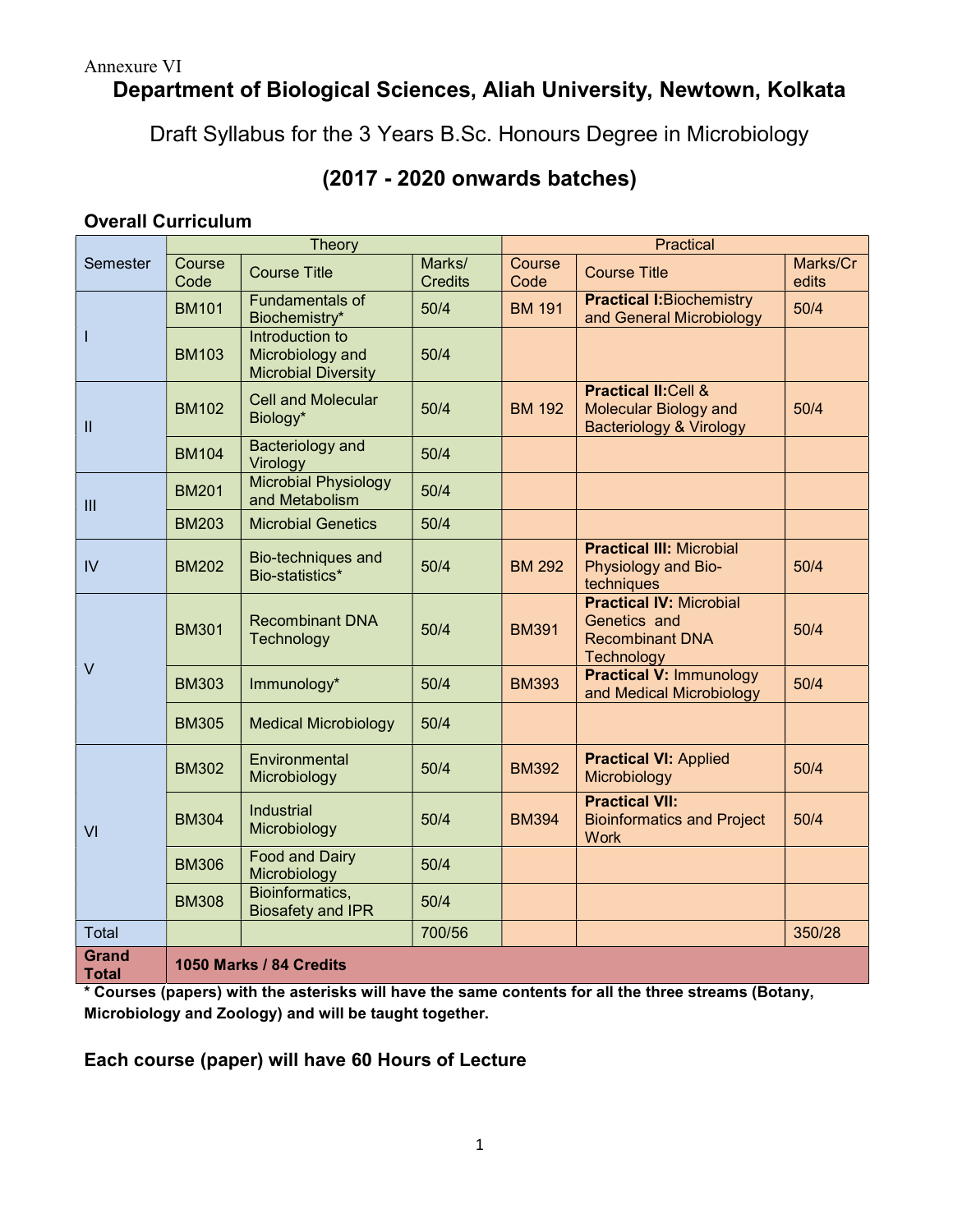Annexure VI

# Department of Biological Sciences, Aliah University, Newtown, Kolkata

## Draft Syllabus for the 3 Years B.Sc. Honours Degree in Microbiology

## (2017 - 2020 onwards batches)

### Overall Curriculum

| Semester | Theory | | | Practical | | |
|---|---|---|---|---|---|---|
| | Course Code | Course Title | Marks/ Credits | Course Code | Course Title | Marks/Credits |
| I | BM101 | Fundamentals of Biochemistry* | 50/4 | BM 191 | **Practical I:** Biochemistry and General Microbiology | 50/4 |
| | BM103 | Introduction to Microbiology and Microbial Diversity | 50/4 | | | |
| II | BM102 | Cell and Molecular Biology* | 50/4 | BM 192 | **Practical II:** Cell & Molecular Biology and Bacteriology & Virology | 50/4 |
| | BM104 | Bacteriology and Virology | 50/4 | | | |
| III | BM201 | Microbial Physiology and Metabolism | 50/4 | | | |
| | BM203 | Microbial Genetics | 50/4 | | | |
| IV | BM202 | Bio-techniques and Bio-statistics* | 50/4 | BM 292 | **Practical III:** Microbial Physiology and Bio-techniques | 50/4 |
| V | BM301 | Recombinant DNA Technology | 50/4 | BM391 | **Practical IV:** Microbial Genetics and Recombinant DNA Technology | 50/4 |
| | BM303 | Immunology* | 50/4 | BM393 | **Practical V:** Immunology and Medical Microbiology | 50/4 |
| | BM305 | Medical Microbiology | 50/4 | | | |
| VI | BM302 | Environmental Microbiology | 50/4 | BM392 | **Practical VI:** Applied Microbiology | 50/4 |
| | BM304 | Industrial Microbiology | 50/4 | BM394 | **Practical VII:** Bioinformatics and Project Work | 50/4 |
| | BM306 | Food and Dairy Microbiology | 50/4 | | | |
| | BM308 | Bioinformatics, Biosafety and IPR | 50/4 | | | |
| Total | | | 700/56 | | | 350/28 |
| **Grand Total** | **1050 Marks / 84 Credits** | | | | | |

**\* Courses (papers) with the asterisks will have the same contents for all the three streams (Botany, Microbiology and Zoology) and will be taught together.**

### Each course (paper) will have 60 Hours of Lecture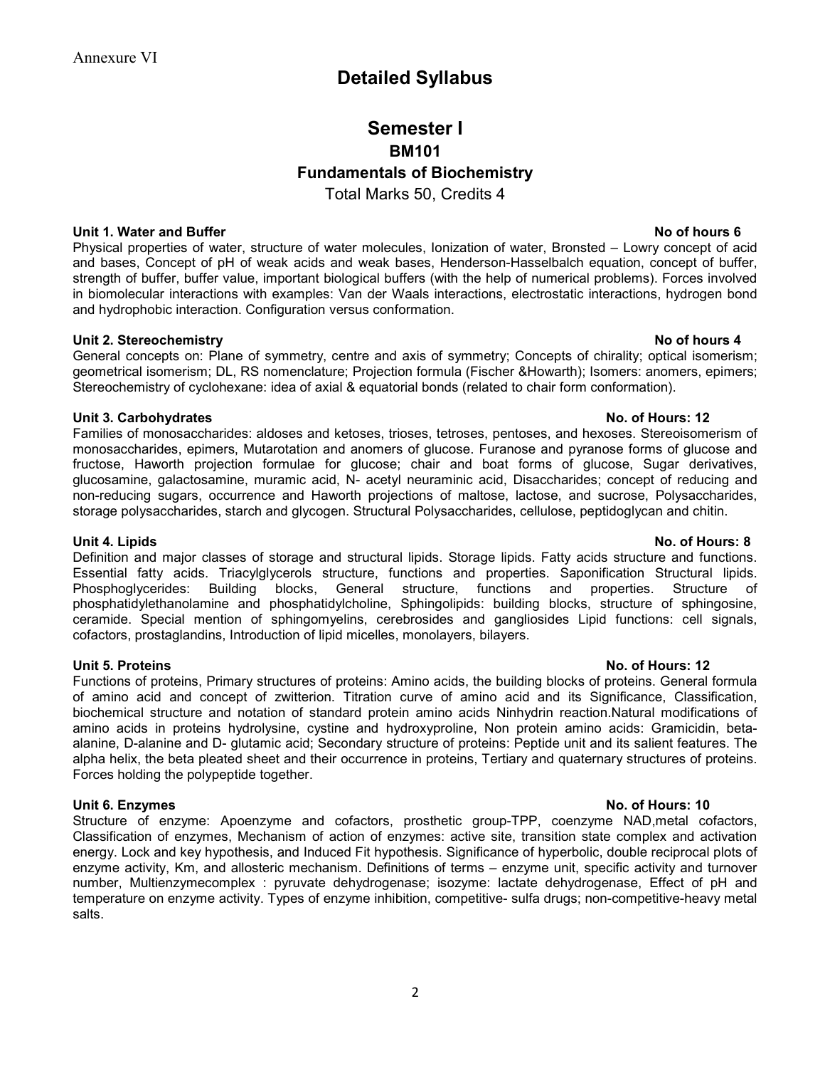Annexure VI

# Detailed Syllabus

## Semester I

### BM101

### Fundamentals of Biochemistry

Total Marks 50, Credits 4

**Unit 1. Water and Buffer** **No of hours 6**

Physical properties of water, structure of water molecules, Ionization of water, Bronsted – Lowry concept of acid and bases, Concept of pH of weak acids and weak bases, Henderson-Hasselbalch equation, concept of buffer, strength of buffer, buffer value, important biological buffers (with the help of numerical problems). Forces involved in biomolecular interactions with examples: Van der Waals interactions, electrostatic interactions, hydrogen bond and hydrophobic interaction. Configuration versus conformation.

**Unit 2. Stereochemistry** **No of hours 4**

General concepts on: Plane of symmetry, centre and axis of symmetry; Concepts of chirality; optical isomerism; geometrical isomerism; DL, RS nomenclature; Projection formula (Fischer &Howarth); Isomers: anomers, epimers; Stereochemistry of cyclohexane: idea of axial & equatorial bonds (related to chair form conformation).

**Unit 3. Carbohydrates** **No. of Hours: 12**

Families of monosaccharides: aldoses and ketoses, trioses, tetroses, pentoses, and hexoses. Stereoisomerism of monosaccharides, epimers, Mutarotation and anomers of glucose. Furanose and pyranose forms of glucose and fructose, Haworth projection formulae for glucose; chair and boat forms of glucose, Sugar derivatives, glucosamine, galactosamine, muramic acid, N- acetyl neuraminic acid, Disaccharides; concept of reducing and non-reducing sugars, occurrence and Haworth projections of maltose, lactose, and sucrose, Polysaccharides, storage polysaccharides, starch and glycogen. Structural Polysaccharides, cellulose, peptidoglycan and chitin.

**Unit 4. Lipids** **No. of Hours: 8**

Definition and major classes of storage and structural lipids. Storage lipids. Fatty acids structure and functions. Essential fatty acids. Triacylglycerols structure, functions and properties. Saponification Structural lipids. Phosphoglycerides: Building blocks, General structure, functions and properties. Structure of phosphatidylethanolamine and phosphatidylcholine, Sphingolipids: building blocks, structure of sphingosine, ceramide. Special mention of sphingomyelins, cerebrosides and gangliosides Lipid functions: cell signals, cofactors, prostaglandins, Introduction of lipid micelles, monolayers, bilayers.

**Unit 5. Proteins** **No. of Hours: 12**

Functions of proteins, Primary structures of proteins: Amino acids, the building blocks of proteins. General formula of amino acid and concept of zwitterion. Titration curve of amino acid and its Significance, Classification, biochemical structure and notation of standard protein amino acids Ninhydrin reaction.Natural modifications of amino acids in proteins hydrolysine, cystine and hydroxyproline, Non protein amino acids: Gramicidin, beta-alanine, D-alanine and D- glutamic acid; Secondary structure of proteins: Peptide unit and its salient features. The alpha helix, the beta pleated sheet and their occurrence in proteins, Tertiary and quaternary structures of proteins. Forces holding the polypeptide together.

**Unit 6. Enzymes** **No. of Hours: 10**

Structure of enzyme: Apoenzyme and cofactors, prosthetic group-TPP, coenzyme NAD,metal cofactors, Classification of enzymes, Mechanism of action of enzymes: active site, transition state complex and activation energy. Lock and key hypothesis, and Induced Fit hypothesis. Significance of hyperbolic, double reciprocal plots of enzyme activity, Km, and allosteric mechanism. Definitions of terms – enzyme unit, specific activity and turnover number, Multienzymecomplex : pyruvate dehydrogenase; isozyme: lactate dehydrogenase, Effect of pH and temperature on enzyme activity. Types of enzyme inhibition, competitive- sulfa drugs; non-competitive-heavy metal salts.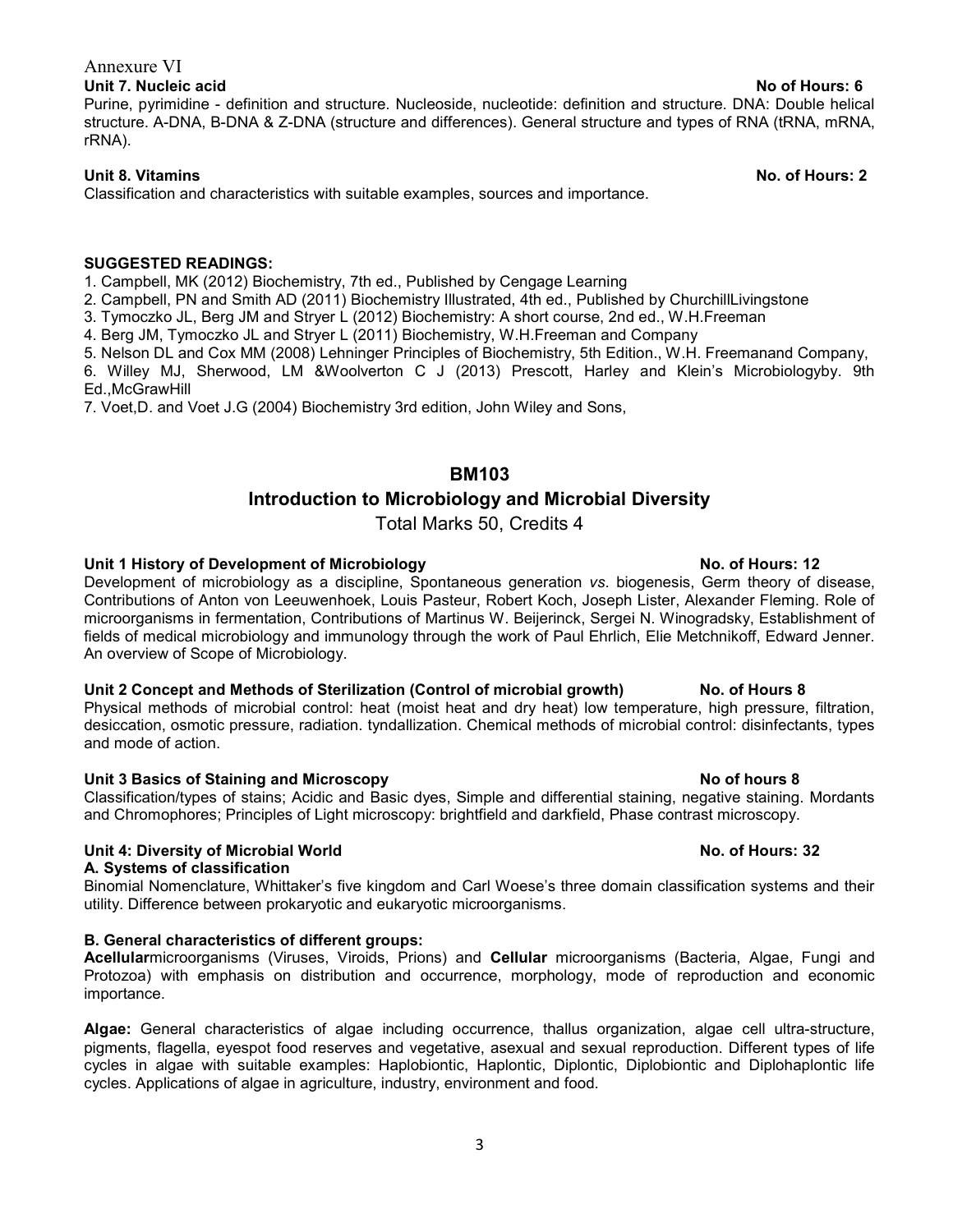Annexure VI

**Unit 7. Nucleic acid** **No of Hours: 6**

Purine, pyrimidine - definition and structure. Nucleoside, nucleotide: definition and structure. DNA: Double helical structure. A-DNA, B-DNA & Z-DNA (structure and differences). General structure and types of RNA (tRNA, mRNA, rRNA).

**Unit 8. Vitamins** **No. of Hours: 2**

Classification and characteristics with suitable examples, sources and importance.

**SUGGESTED READINGS:**

1. Campbell, MK (2012) Biochemistry, 7th ed., Published by Cengage Learning
2. Campbell, PN and Smith AD (2011) Biochemistry Illustrated, 4th ed., Published by ChurchillLivingstone
3. Tymoczko JL, Berg JM and Stryer L (2012) Biochemistry: A short course, 2nd ed., W.H.Freeman
4. Berg JM, Tymoczko JL and Stryer L (2011) Biochemistry, W.H.Freeman and Company
5. Nelson DL and Cox MM (2008) Lehninger Principles of Biochemistry, 5th Edition., W.H. Freemanand Company,
6. Willey MJ, Sherwood, LM &Woolverton C J (2013) Prescott, Harley and Klein's Microbiologyby. 9th Ed.,McGrawHill
7. Voet,D. and Voet J.G (2004) Biochemistry 3rd edition, John Wiley and Sons,

## BM103

## Introduction to Microbiology and Microbial Diversity

Total Marks 50, Credits 4

**Unit 1 History of Development of Microbiology** **No. of Hours: 12**

Development of microbiology as a discipline, Spontaneous generation *vs*. biogenesis, Germ theory of disease, Contributions of Anton von Leeuwenhoek, Louis Pasteur, Robert Koch, Joseph Lister, Alexander Fleming. Role of microorganisms in fermentation, Contributions of Martinus W. Beijerinck, Sergei N. Winogradsky, Establishment of fields of medical microbiology and immunology through the work of Paul Ehrlich, Elie Metchnikoff, Edward Jenner. An overview of Scope of Microbiology.

**Unit 2 Concept and Methods of Sterilization (Control of microbial growth)** **No. of Hours 8**

Physical methods of microbial control: heat (moist heat and dry heat) low temperature, high pressure, filtration, desiccation, osmotic pressure, radiation. tyndallization. Chemical methods of microbial control: disinfectants, types and mode of action.

**Unit 3 Basics of Staining and Microscopy** **No of hours 8**

Classification/types of stains; Acidic and Basic dyes, Simple and differential staining, negative staining. Mordants and Chromophores; Principles of Light microscopy: brightfield and darkfield, Phase contrast microscopy.

**Unit 4: Diversity of Microbial World** **No. of Hours: 32**

**A. Systems of classification**

Binomial Nomenclature, Whittaker's five kingdom and Carl Woese's three domain classification systems and their utility. Difference between prokaryotic and eukaryotic microorganisms.

**B. General characteristics of different groups:**

**Acellular**microorganisms (Viruses, Viroids, Prions) and **Cellular** microorganisms (Bacteria, Algae, Fungi and Protozoa) with emphasis on distribution and occurrence, morphology, mode of reproduction and economic importance.

**Algae:** General characteristics of algae including occurrence, thallus organization, algae cell ultra-structure, pigments, flagella, eyespot food reserves and vegetative, asexual and sexual reproduction. Different types of life cycles in algae with suitable examples: Haplobiontic, Haplontic, Diplontic, Diplobiontic and Diplohaplontic life cycles. Applications of algae in agriculture, industry, environment and food.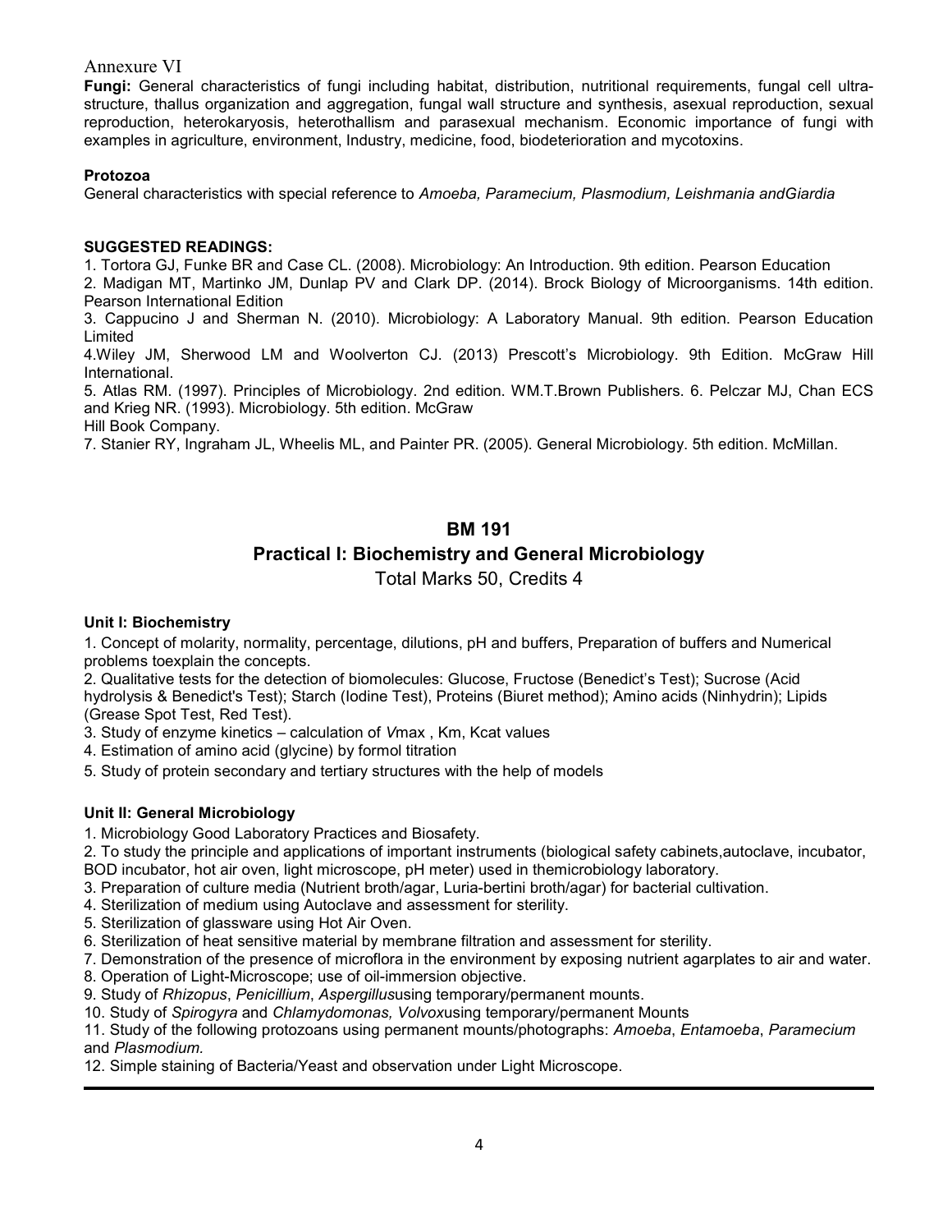Annexure VI

**Fungi:** General characteristics of fungi including habitat, distribution, nutritional requirements, fungal cell ultra-structure, thallus organization and aggregation, fungal wall structure and synthesis, asexual reproduction, sexual reproduction, heterokaryosis, heterothallism and parasexual mechanism. Economic importance of fungi with examples in agriculture, environment, Industry, medicine, food, biodeterioration and mycotoxins.

**Protozoa**

General characteristics with special reference to *Amoeba, Paramecium, Plasmodium, Leishmania andGiardia*

**SUGGESTED READINGS:**

1. Tortora GJ, Funke BR and Case CL. (2008). Microbiology: An Introduction. 9th edition. Pearson Education
2. Madigan MT, Martinko JM, Dunlap PV and Clark DP. (2014). Brock Biology of Microorganisms. 14th edition. Pearson International Edition
3. Cappucino J and Sherman N. (2010). Microbiology: A Laboratory Manual. 9th edition. Pearson Education Limited
4. Wiley JM, Sherwood LM and Woolverton CJ. (2013) Prescott's Microbiology. 9th Edition. McGraw Hill International.
5. Atlas RM. (1997). Principles of Microbiology. 2nd edition. WM.T.Brown Publishers. 6. Pelczar MJ, Chan ECS and Krieg NR. (1993). Microbiology. 5th edition. McGraw Hill Book Company.
7. Stanier RY, Ingraham JL, Wheelis ML, and Painter PR. (2005). General Microbiology. 5th edition. McMillan.

## BM 191

## Practical I: Biochemistry and General Microbiology

Total Marks 50, Credits 4

**Unit I: Biochemistry**

1. Concept of molarity, normality, percentage, dilutions, pH and buffers, Preparation of buffers and Numerical problems toexplain the concepts.
2. Qualitative tests for the detection of biomolecules: Glucose, Fructose (Benedict's Test); Sucrose (Acid hydrolysis & Benedict's Test); Starch (Iodine Test), Proteins (Biuret method); Amino acids (Ninhydrin); Lipids (Grease Spot Test, Red Test).
3. Study of enzyme kinetics – calculation of $V$max , Km, Kcat values
4. Estimation of amino acid (glycine) by formol titration
5. Study of protein secondary and tertiary structures with the help of models

**Unit II: General Microbiology**

1. Microbiology Good Laboratory Practices and Biosafety.
2. To study the principle and applications of important instruments (biological safety cabinets,autoclave, incubator, BOD incubator, hot air oven, light microscope, pH meter) used in themicrobiology laboratory.
3. Preparation of culture media (Nutrient broth/agar, Luria-bertini broth/agar) for bacterial cultivation.
4. Sterilization of medium using Autoclave and assessment for sterility.
5. Sterilization of glassware using Hot Air Oven.
6. Sterilization of heat sensitive material by membrane filtration and assessment for sterility.
7. Demonstration of the presence of microflora in the environment by exposing nutrient agarplates to air and water.
8. Operation of Light-Microscope; use of oil-immersion objective.
9. Study of *Rhizopus*, *Penicillium*, *Aspergillus*using temporary/permanent mounts.
10. Study of *Spirogyra* and *Chlamydomonas, Volvox*using temporary/permanent Mounts
11. Study of the following protozoans using permanent mounts/photographs: *Amoeba*, *Entamoeba*, *Paramecium* and *Plasmodium.*
12. Simple staining of Bacteria/Yeast and observation under Light Microscope.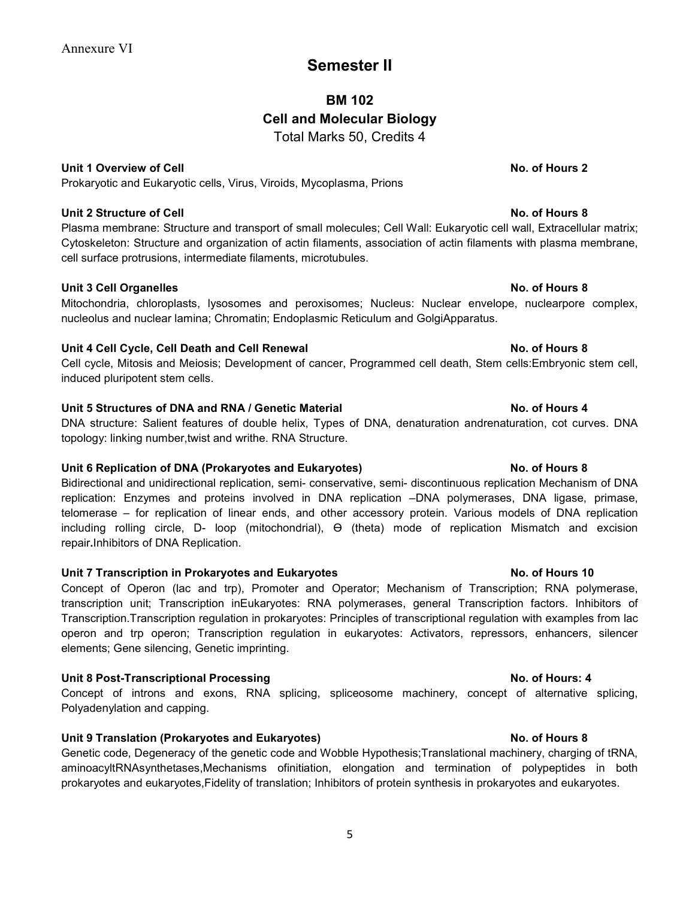Annexure VI

# Semester II

## BM 102
## Cell and Molecular Biology

Total Marks 50, Credits 4

**Unit 1 Overview of Cell** **No. of Hours 2**

Prokaryotic and Eukaryotic cells, Virus, Viroids, Mycoplasma, Prions

**Unit 2 Structure of Cell** **No. of Hours 8**

Plasma membrane: Structure and transport of small molecules; Cell Wall: Eukaryotic cell wall, Extracellular matrix; Cytoskeleton: Structure and organization of actin filaments, association of actin filaments with plasma membrane, cell surface protrusions, intermediate filaments, microtubules.

**Unit 3 Cell Organelles** **No. of Hours 8**

Mitochondria, chloroplasts, lysosomes and peroxisomes; Nucleus: Nuclear envelope, nuclearpore complex, nucleolus and nuclear lamina; Chromatin; Endoplasmic Reticulum and GolgiApparatus.

**Unit 4 Cell Cycle, Cell Death and Cell Renewal** **No. of Hours 8**

Cell cycle, Mitosis and Meiosis; Development of cancer, Programmed cell death, Stem cells:Embryonic stem cell, induced pluripotent stem cells.

**Unit 5 Structures of DNA and RNA / Genetic Material** **No. of Hours 4**

DNA structure: Salient features of double helix, Types of DNA, denaturation andrenaturation, cot curves. DNA topology: linking number,twist and writhe. RNA Structure.

**Unit 6 Replication of DNA (Prokaryotes and Eukaryotes)** **No. of Hours 8**

Bidirectional and unidirectional replication, semi- conservative, semi- discontinuous replication Mechanism of DNA replication: Enzymes and proteins involved in DNA replication –DNA polymerases, DNA ligase, primase, telomerase – for replication of linear ends, and other accessory protein. Various models of DNA replication including rolling circle, D- loop (mitochondrial), Ɵ (theta) mode of replication Mismatch and excision repair**.**Inhibitors of DNA Replication.

**Unit 7 Transcription in Prokaryotes and Eukaryotes** **No. of Hours 10**

Concept of Operon (lac and trp), Promoter and Operator; Mechanism of Transcription; RNA polymerase, transcription unit; Transcription inEukaryotes: RNA polymerases, general Transcription factors. Inhibitors of Transcription.Transcription regulation in prokaryotes: Principles of transcriptional regulation with examples from lac operon and trp operon; Transcription regulation in eukaryotes: Activators, repressors, enhancers, silencer elements; Gene silencing, Genetic imprinting.

**Unit 8 Post-Transcriptional Processing** **No. of Hours: 4**

Concept of introns and exons, RNA splicing, spliceosome machinery, concept of alternative splicing, Polyadenylation and capping.

**Unit 9 Translation (Prokaryotes and Eukaryotes)** **No. of Hours 8**

Genetic code, Degeneracy of the genetic code and Wobble Hypothesis;Translational machinery, charging of tRNA, aminoacyltRNAsynthetases,Mechanisms ofinitiation, elongation and termination of polypeptides in both prokaryotes and eukaryotes,Fidelity of translation; Inhibitors of protein synthesis in prokaryotes and eukaryotes.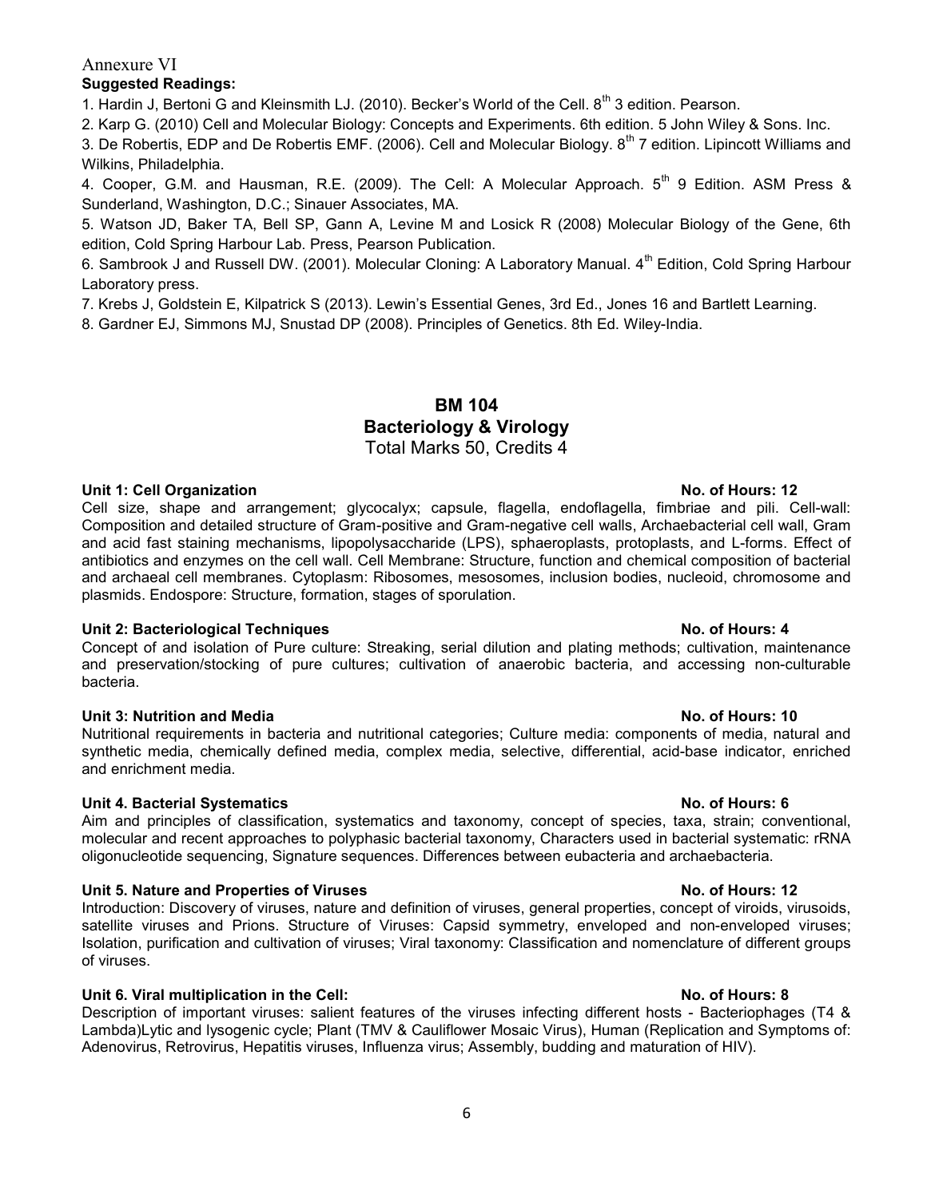Annexure VI

**Suggested Readings:**

1. Hardin J, Bertoni G and Kleinsmith LJ. (2010). Becker's World of the Cell. 8th 3 edition. Pearson.
2. Karp G. (2010) Cell and Molecular Biology: Concepts and Experiments. 6th edition. 5 John Wiley & Sons. Inc.
3. De Robertis, EDP and De Robertis EMF. (2006). Cell and Molecular Biology. 8th 7 edition. Lipincott Williams and Wilkins, Philadelphia.
4. Cooper, G.M. and Hausman, R.E. (2009). The Cell: A Molecular Approach. 5th 9 Edition. ASM Press & Sunderland, Washington, D.C.; Sinauer Associates, MA.
5. Watson JD, Baker TA, Bell SP, Gann A, Levine M and Losick R (2008) Molecular Biology of the Gene, 6th edition, Cold Spring Harbour Lab. Press, Pearson Publication.
6. Sambrook J and Russell DW. (2001). Molecular Cloning: A Laboratory Manual. 4th Edition, Cold Spring Harbour Laboratory press.
7. Krebs J, Goldstein E, Kilpatrick S (2013). Lewin's Essential Genes, 3rd Ed., Jones 16 and Bartlett Learning.
8. Gardner EJ, Simmons MJ, Snustad DP (2008). Principles of Genetics. 8th Ed. Wiley-India.

## BM 104
## Bacteriology & Virology

Total Marks 50, Credits 4

**Unit 1: Cell Organization** — **No. of Hours: 12**

Cell size, shape and arrangement; glycocalyx; capsule, flagella, endoflagella, fimbriae and pili. Cell-wall: Composition and detailed structure of Gram-positive and Gram-negative cell walls, Archaebacterial cell wall, Gram and acid fast staining mechanisms, lipopolysaccharide (LPS), sphaeroplasts, protoplasts, and L-forms. Effect of antibiotics and enzymes on the cell wall. Cell Membrane: Structure, function and chemical composition of bacterial and archaeal cell membranes. Cytoplasm: Ribosomes, mesosomes, inclusion bodies, nucleoid, chromosome and plasmids. Endospore: Structure, formation, stages of sporulation.

**Unit 2: Bacteriological Techniques** — **No. of Hours: 4**

Concept of and isolation of Pure culture: Streaking, serial dilution and plating methods; cultivation, maintenance and preservation/stocking of pure cultures; cultivation of anaerobic bacteria, and accessing non-culturable bacteria.

**Unit 3: Nutrition and Media** — **No. of Hours: 10**

Nutritional requirements in bacteria and nutritional categories; Culture media: components of media, natural and synthetic media, chemically defined media, complex media, selective, differential, acid-base indicator, enriched and enrichment media.

**Unit 4. Bacterial Systematics** — **No. of Hours: 6**

Aim and principles of classification, systematics and taxonomy, concept of species, taxa, strain; conventional, molecular and recent approaches to polyphasic bacterial taxonomy, Characters used in bacterial systematic: rRNA oligonucleotide sequencing, Signature sequences. Differences between eubacteria and archaebacteria.

**Unit 5. Nature and Properties of Viruses** — **No. of Hours: 12**

Introduction: Discovery of viruses, nature and definition of viruses, general properties, concept of viroids, virusoids, satellite viruses and Prions. Structure of Viruses: Capsid symmetry, enveloped and non-enveloped viruses; Isolation, purification and cultivation of viruses; Viral taxonomy: Classification and nomenclature of different groups of viruses.

**Unit 6. Viral multiplication in the Cell:** — **No. of Hours: 8**

Description of important viruses: salient features of the viruses infecting different hosts - Bacteriophages (T4 & Lambda)Lytic and lysogenic cycle; Plant (TMV & Cauliflower Mosaic Virus), Human (Replication and Symptoms of: Adenovirus, Retrovirus, Hepatitis viruses, Influenza virus; Assembly, budding and maturation of HIV).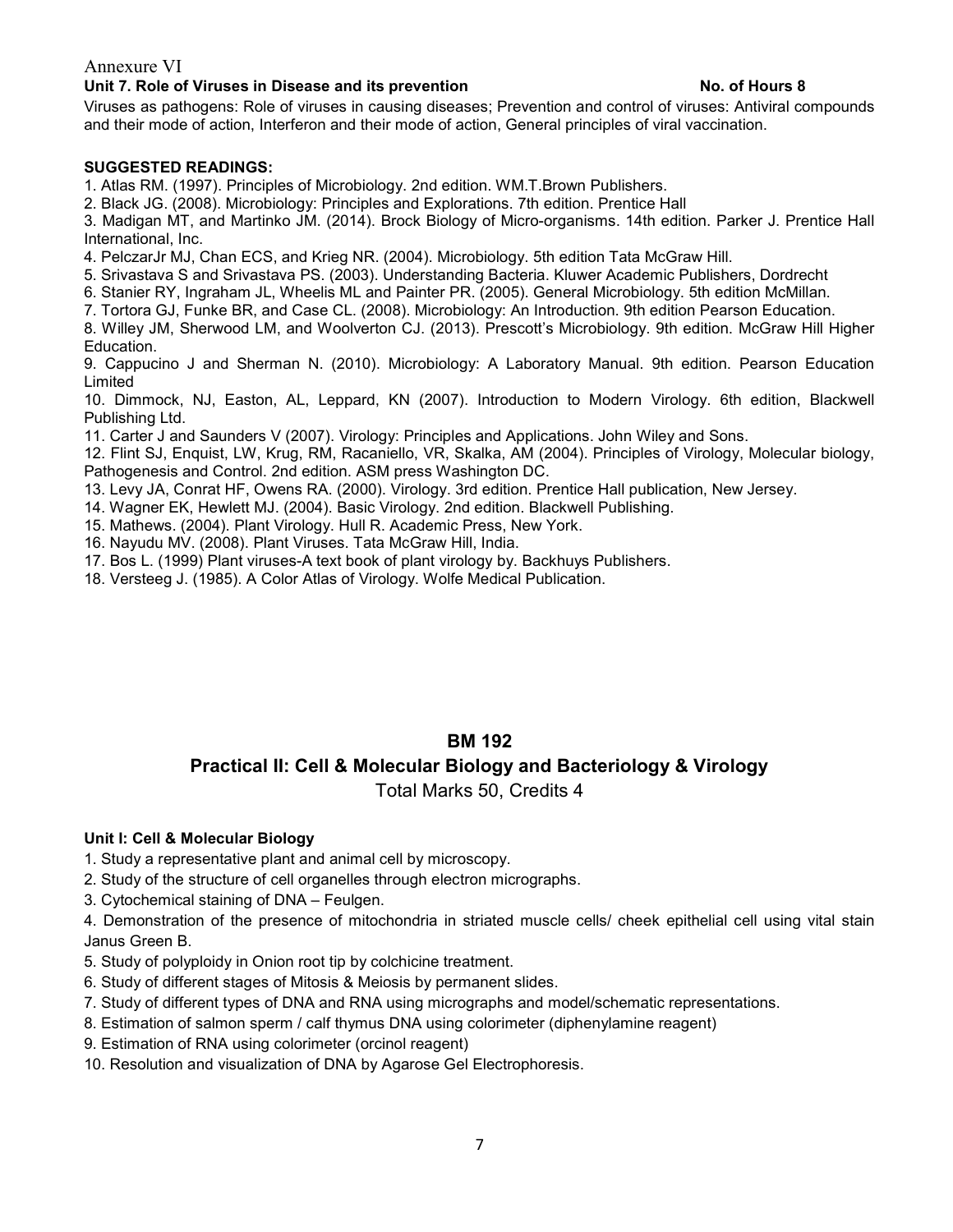Annexure VI

**Unit 7. Role of Viruses in Disease and its prevention** **No. of Hours 8**

Viruses as pathogens: Role of viruses in causing diseases; Prevention and control of viruses: Antiviral compounds and their mode of action, Interferon and their mode of action, General principles of viral vaccination.

**SUGGESTED READINGS:**

1. Atlas RM. (1997). Principles of Microbiology. 2nd edition. WM.T.Brown Publishers.
2. Black JG. (2008). Microbiology: Principles and Explorations. 7th edition. Prentice Hall
3. Madigan MT, and Martinko JM. (2014). Brock Biology of Micro-organisms. 14th edition. Parker J. Prentice Hall International, Inc.
4. PelczarJr MJ, Chan ECS, and Krieg NR. (2004). Microbiology. 5th edition Tata McGraw Hill.
5. Srivastava S and Srivastava PS. (2003). Understanding Bacteria. Kluwer Academic Publishers, Dordrecht
6. Stanier RY, Ingraham JL, Wheelis ML and Painter PR. (2005). General Microbiology. 5th edition McMillan.
7. Tortora GJ, Funke BR, and Case CL. (2008). Microbiology: An Introduction. 9th edition Pearson Education.
8. Willey JM, Sherwood LM, and Woolverton CJ. (2013). Prescott's Microbiology. 9th edition. McGraw Hill Higher Education.
9. Cappucino J and Sherman N. (2010). Microbiology: A Laboratory Manual. 9th edition. Pearson Education Limited
10. Dimmock, NJ, Easton, AL, Leppard, KN (2007). Introduction to Modern Virology. 6th edition, Blackwell Publishing Ltd.
11. Carter J and Saunders V (2007). Virology: Principles and Applications. John Wiley and Sons.
12. Flint SJ, Enquist, LW, Krug, RM, Racaniello, VR, Skalka, AM (2004). Principles of Virology, Molecular biology, Pathogenesis and Control. 2nd edition. ASM press Washington DC.
13. Levy JA, Conrat HF, Owens RA. (2000). Virology. 3rd edition. Prentice Hall publication, New Jersey.
14. Wagner EK, Hewlett MJ. (2004). Basic Virology. 2nd edition. Blackwell Publishing.
15. Mathews. (2004). Plant Virology. Hull R. Academic Press, New York.
16. Nayudu MV. (2008). Plant Viruses. Tata McGraw Hill, India.
17. Bos L. (1999) Plant viruses-A text book of plant virology by. Backhuys Publishers.
18. Versteeg J. (1985). A Color Atlas of Virology. Wolfe Medical Publication.

## BM 192

## Practical II: Cell & Molecular Biology and Bacteriology & Virology

Total Marks 50, Credits 4

**Unit I: Cell & Molecular Biology**

1. Study a representative plant and animal cell by microscopy.
2. Study of the structure of cell organelles through electron micrographs.
3. Cytochemical staining of DNA – Feulgen.
4. Demonstration of the presence of mitochondria in striated muscle cells/ cheek epithelial cell using vital stain Janus Green B.
5. Study of polyploidy in Onion root tip by colchicine treatment.
6. Study of different stages of Mitosis & Meiosis by permanent slides.
7. Study of different types of DNA and RNA using micrographs and model/schematic representations.
8. Estimation of salmon sperm / calf thymus DNA using colorimeter (diphenylamine reagent)
9. Estimation of RNA using colorimeter (orcinol reagent)
10. Resolution and visualization of DNA by Agarose Gel Electrophoresis.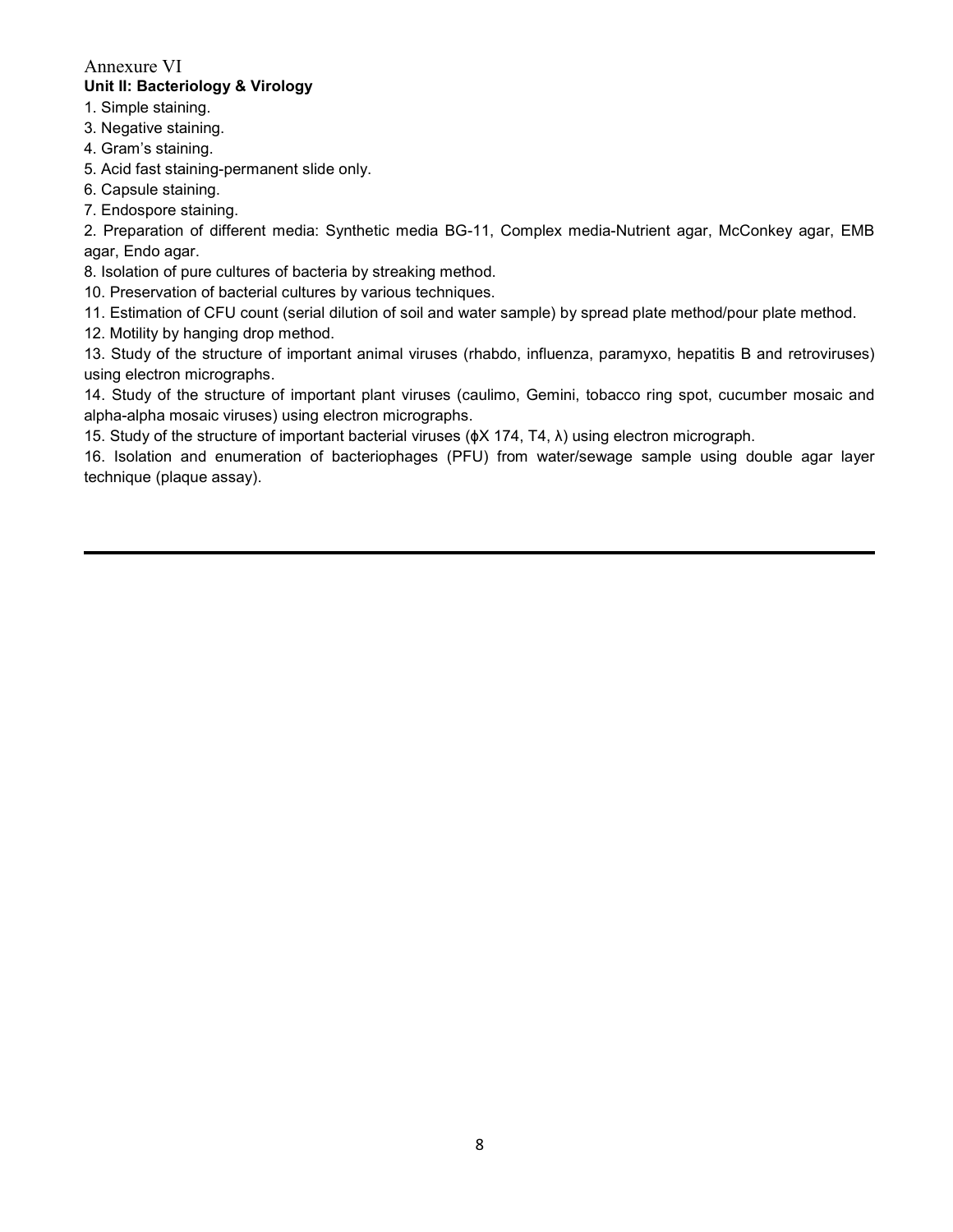Annexure VI

**Unit II: Bacteriology & Virology**

1. Simple staining.
3. Negative staining.
4. Gram's staining.
5. Acid fast staining-permanent slide only.
6. Capsule staining.
7. Endospore staining.
2. Preparation of different media: Synthetic media BG-11, Complex media-Nutrient agar, McConkey agar, EMB agar, Endo agar.
8. Isolation of pure cultures of bacteria by streaking method.
10. Preservation of bacterial cultures by various techniques.
11. Estimation of CFU count (serial dilution of soil and water sample) by spread plate method/pour plate method.
12. Motility by hanging drop method.
13. Study of the structure of important animal viruses (rhabdo, influenza, paramyxo, hepatitis B and retroviruses) using electron micrographs.
14. Study of the structure of important plant viruses (caulimo, Gemini, tobacco ring spot, cucumber mosaic and alpha-alpha mosaic viruses) using electron micrographs.
15. Study of the structure of important bacterial viruses (ϕX 174, T4, λ) using electron micrograph.
16. Isolation and enumeration of bacteriophages (PFU) from water/sewage sample using double agar layer technique (plaque assay).

---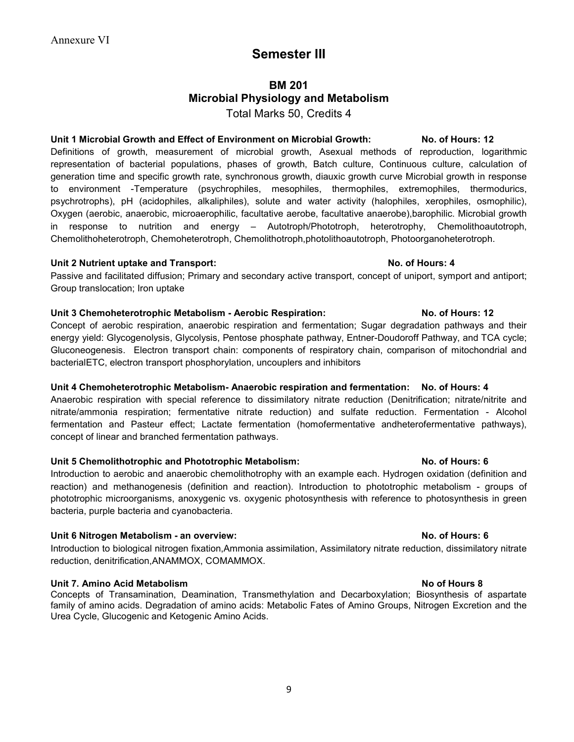Annexure VI

# Semester III

## BM 201
## Microbial Physiology and Metabolism

Total Marks 50, Credits 4

**Unit 1 Microbial Growth and Effect of Environment on Microbial Growth: No. of Hours: 12**

Definitions of growth, measurement of microbial growth, Asexual methods of reproduction, logarithmic representation of bacterial populations, phases of growth, Batch culture, Continuous culture, calculation of generation time and specific growth rate, synchronous growth, diauxic growth curve Microbial growth in response to environment -Temperature (psychrophiles, mesophiles, thermophiles, extremophiles, thermodurics, psychrotrophs), pH (acidophiles, alkaliphiles), solute and water activity (halophiles, xerophiles, osmophilic), Oxygen (aerobic, anaerobic, microaerophilic, facultative aerobe, facultative anaerobe),barophilic. Microbial growth in response to nutrition and energy – Autotroph/Phototroph, heterotrophy, Chemolithoautotroph, Chemolithoheterotroph, Chemoheterotroph, Chemolithotroph,photolithoautotroph, Photoorganoheterotroph.

**Unit 2 Nutrient uptake and Transport: No. of Hours: 4**

Passive and facilitated diffusion; Primary and secondary active transport, concept of uniport, symport and antiport; Group translocation; Iron uptake

**Unit 3 Chemoheterotrophic Metabolism - Aerobic Respiration: No. of Hours: 12**

Concept of aerobic respiration, anaerobic respiration and fermentation; Sugar degradation pathways and their energy yield: Glycogenolysis, Glycolysis, Pentose phosphate pathway, Entner-Doudoroff Pathway, and TCA cycle; Gluconeogenesis. Electron transport chain: components of respiratory chain, comparison of mitochondrial and bacterialETC, electron transport phosphorylation, uncouplers and inhibitors

**Unit 4 Chemoheterotrophic Metabolism- Anaerobic respiration and fermentation: No. of Hours: 4**

Anaerobic respiration with special reference to dissimilatory nitrate reduction (Denitrification; nitrate/nitrite and nitrate/ammonia respiration; fermentative nitrate reduction) and sulfate reduction. Fermentation - Alcohol fermentation and Pasteur effect; Lactate fermentation (homofermentative andheterofermentative pathways), concept of linear and branched fermentation pathways.

**Unit 5 Chemolithotrophic and Phototrophic Metabolism: No. of Hours: 6**

Introduction to aerobic and anaerobic chemolithotrophy with an example each. Hydrogen oxidation (definition and reaction) and methanogenesis (definition and reaction). Introduction to phototrophic metabolism - groups of phototrophic microorganisms, anoxygenic vs. oxygenic photosynthesis with reference to photosynthesis in green bacteria, purple bacteria and cyanobacteria.

**Unit 6 Nitrogen Metabolism - an overview: No. of Hours: 6**

Introduction to biological nitrogen fixation,Ammonia assimilation, Assimilatory nitrate reduction, dissimilatory nitrate reduction, denitrification,ANAMMOX, COMAMMOX.

**Unit 7. Amino Acid Metabolism No of Hours 8**

Concepts of Transamination, Deamination, Transmethylation and Decarboxylation; Biosynthesis of aspartate family of amino acids. Degradation of amino acids: Metabolic Fates of Amino Groups, Nitrogen Excretion and the Urea Cycle, Glucogenic and Ketogenic Amino Acids.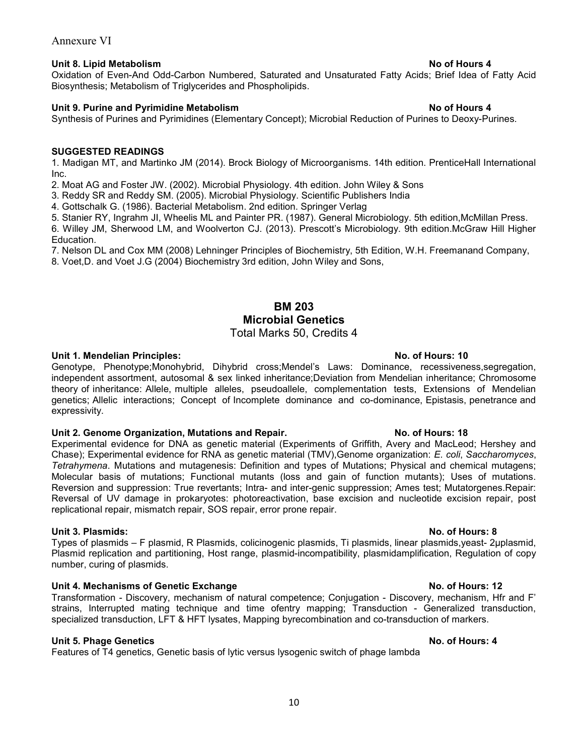Annexure VI

**Unit 8. Lipid Metabolism** **No of Hours 4**

Oxidation of Even-And Odd-Carbon Numbered, Saturated and Unsaturated Fatty Acids; Brief Idea of Fatty Acid Biosynthesis; Metabolism of Triglycerides and Phospholipids.

**Unit 9. Purine and Pyrimidine Metabolism** **No of Hours 4**

Synthesis of Purines and Pyrimidines (Elementary Concept); Microbial Reduction of Purines to Deoxy-Purines.

**SUGGESTED READINGS**

1. Madigan MT, and Martinko JM (2014). Brock Biology of Microorganisms. 14th edition. PrenticeHall International Inc.
2. Moat AG and Foster JW. (2002). Microbial Physiology. 4th edition. John Wiley & Sons
3. Reddy SR and Reddy SM. (2005). Microbial Physiology. Scientific Publishers India
4. Gottschalk G. (1986). Bacterial Metabolism. 2nd edition. Springer Verlag
5. Stanier RY, Ingrahm JI, Wheelis ML and Painter PR. (1987). General Microbiology. 5th edition,McMillan Press.
6. Willey JM, Sherwood LM, and Woolverton CJ. (2013). Prescott's Microbiology. 9th edition.McGraw Hill Higher Education.
7. Nelson DL and Cox MM (2008) Lehninger Principles of Biochemistry, 5th Edition, W.H. Freemanand Company,
8. Voet,D. and Voet J.G (2004) Biochemistry 3rd edition, John Wiley and Sons,

## BM 203
## Microbial Genetics

Total Marks 50, Credits 4

**Unit 1. Mendelian Principles:** **No. of Hours: 10**

Genotype, Phenotype;Monohybrid, Dihybrid cross;Mendel's Laws: Dominance, recessiveness,segregation, independent assortment, autosomal & sex linked inheritance;Deviation from Mendelian inheritance; Chromosome theory of inheritance: Allele, multiple alleles, pseudoallele, complementation tests, Extensions of Mendelian genetics; Allelic interactions; Concept of Incomplete dominance and co-dominance, Epistasis, penetrance and expressivity.

**Unit 2. Genome Organization, Mutations and Repair.** **No. of Hours: 18**

Experimental evidence for DNA as genetic material (Experiments of Griffith, Avery and MacLeod; Hershey and Chase); Experimental evidence for RNA as genetic material (TMV),Genome organization: *E. coli*, *Saccharomyces*, *Tetrahymena*. Mutations and mutagenesis: Definition and types of Mutations; Physical and chemical mutagens; Molecular basis of mutations; Functional mutants (loss and gain of function mutants); Uses of mutations. Reversion and suppression: True revertants; Intra- and inter-genic suppression; Ames test; Mutatorgenes.Repair: Reversal of UV damage in prokaryotes: photoreactivation, base excision and nucleotide excision repair, post replicational repair, mismatch repair, SOS repair, error prone repair.

**Unit 3. Plasmids:** **No. of Hours: 8**

Types of plasmids – F plasmid, R Plasmids, colicinogenic plasmids, Ti plasmids, linear plasmids,yeast- 2μplasmid, Plasmid replication and partitioning, Host range, plasmid-incompatibility, plasmidamplification, Regulation of copy number, curing of plasmids.

**Unit 4. Mechanisms of Genetic Exchange** **No. of Hours: 12**

Transformation - Discovery, mechanism of natural competence; Conjugation - Discovery, mechanism, Hfr and F' strains, Interrupted mating technique and time ofentry mapping; Transduction - Generalized transduction, specialized transduction, LFT & HFT lysates, Mapping byrecombination and co-transduction of markers.

**Unit 5. Phage Genetics** **No. of Hours: 4**

Features of T4 genetics, Genetic basis of lytic versus lysogenic switch of phage lambda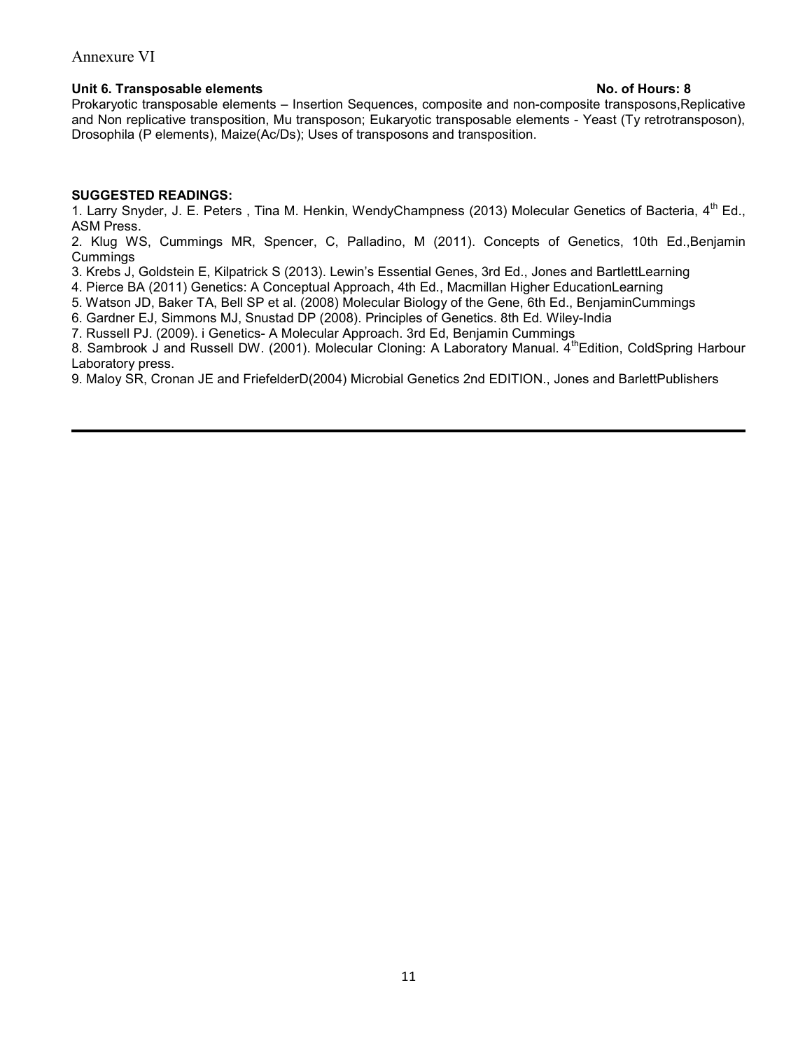Annexure VI

**Unit 6. Transposable elements** **No. of Hours: 8**

Prokaryotic transposable elements – Insertion Sequences, composite and non-composite transposons,Replicative and Non replicative transposition, Mu transposon; Eukaryotic transposable elements - Yeast (Ty retrotransposon), Drosophila (P elements), Maize(Ac/Ds); Uses of transposons and transposition.

**SUGGESTED READINGS:**

1. Larry Snyder, J. E. Peters , Tina M. Henkin, WendyChampness (2013) Molecular Genetics of Bacteria, 4th Ed., ASM Press.
2. Klug WS, Cummings MR, Spencer, C, Palladino, M (2011). Concepts of Genetics, 10th Ed.,Benjamin Cummings
3. Krebs J, Goldstein E, Kilpatrick S (2013). Lewin's Essential Genes, 3rd Ed., Jones and BartlettLearning
4. Pierce BA (2011) Genetics: A Conceptual Approach, 4th Ed., Macmillan Higher EducationLearning
5. Watson JD, Baker TA, Bell SP et al. (2008) Molecular Biology of the Gene, 6th Ed., BenjaminCummings
6. Gardner EJ, Simmons MJ, Snustad DP (2008). Principles of Genetics. 8th Ed. Wiley-India
7. Russell PJ. (2009). i Genetics- A Molecular Approach. 3rd Ed, Benjamin Cummings
8. Sambrook J and Russell DW. (2001). Molecular Cloning: A Laboratory Manual. 4thEdition, ColdSpring Harbour Laboratory press.
9. Maloy SR, Cronan JE and FriefelderD(2004) Microbial Genetics 2nd EDITION., Jones and BarlettPublishers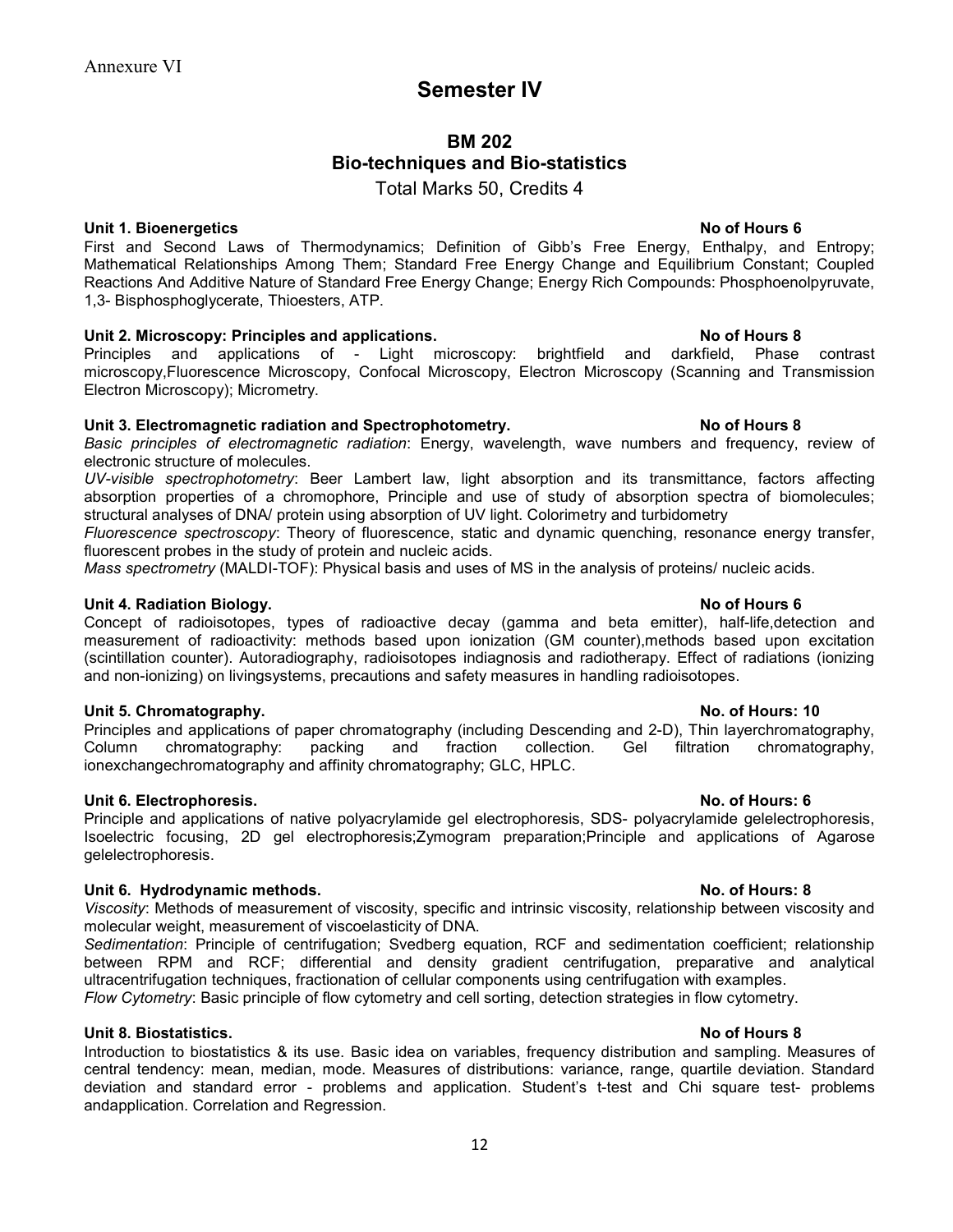Annexure VI

# Semester IV

## BM 202
## Bio-techniques and Bio-statistics

Total Marks 50, Credits 4

**Unit 1. Bioenergetics** **No of Hours 6**

First and Second Laws of Thermodynamics; Definition of Gibb's Free Energy, Enthalpy, and Entropy; Mathematical Relationships Among Them; Standard Free Energy Change and Equilibrium Constant; Coupled Reactions And Additive Nature of Standard Free Energy Change; Energy Rich Compounds: Phosphoenolpyruvate, 1,3- Bisphosphoglycerate, Thioesters, ATP.

**Unit 2. Microscopy: Principles and applications.** **No of Hours 8**

Principles and applications of - Light microscopy: brightfield and darkfield, Phase contrast microscopy,Fluorescence Microscopy, Confocal Microscopy, Electron Microscopy (Scanning and Transmission Electron Microscopy); Micrometry.

**Unit 3. Electromagnetic radiation and Spectrophotometry.** **No of Hours 8**

*Basic principles of electromagnetic radiation*: Energy, wavelength, wave numbers and frequency, review of electronic structure of molecules.

*UV-visible spectrophotometry*: Beer Lambert law, light absorption and its transmittance, factors affecting absorption properties of a chromophore, Principle and use of study of absorption spectra of biomolecules; structural analyses of DNA/ protein using absorption of UV light. Colorimetry and turbidometry

*Fluorescence spectroscopy*: Theory of fluorescence, static and dynamic quenching, resonance energy transfer, fluorescent probes in the study of protein and nucleic acids.

*Mass spectrometry* (MALDI-TOF): Physical basis and uses of MS in the analysis of proteins/ nucleic acids.

**Unit 4. Radiation Biology.** **No of Hours 6**

Concept of radioisotopes, types of radioactive decay (gamma and beta emitter), half-life,detection and measurement of radioactivity: methods based upon ionization (GM counter),methods based upon excitation (scintillation counter). Autoradiography, radioisotopes indiagnosis and radiotherapy. Effect of radiations (ionizing and non-ionizing) on livingsystems, precautions and safety measures in handling radioisotopes.

**Unit 5. Chromatography.** **No. of Hours: 10**

Principles and applications of paper chromatography (including Descending and 2-D), Thin layerchromatography, Column chromatography: packing and fraction collection. Gel filtration chromatography, ionexchangechromatography and affinity chromatography; GLC, HPLC.

**Unit 6. Electrophoresis.** **No. of Hours: 6**

Principle and applications of native polyacrylamide gel electrophoresis, SDS- polyacrylamide gelelectrophoresis, Isoelectric focusing, 2D gel electrophoresis;Zymogram preparation;Principle and applications of Agarose gelelectrophoresis.

**Unit 6. Hydrodynamic methods.** **No. of Hours: 8**

*Viscosity*: Methods of measurement of viscosity, specific and intrinsic viscosity, relationship between viscosity and molecular weight, measurement of viscoelasticity of DNA.

*Sedimentation*: Principle of centrifugation; Svedberg equation, RCF and sedimentation coefficient; relationship between RPM and RCF; differential and density gradient centrifugation, preparative and analytical ultracentrifugation techniques, fractionation of cellular components using centrifugation with examples.

*Flow Cytometry*: Basic principle of flow cytometry and cell sorting, detection strategies in flow cytometry.

**Unit 8. Biostatistics.** **No of Hours 8**

Introduction to biostatistics & its use. Basic idea on variables, frequency distribution and sampling. Measures of central tendency: mean, median, mode. Measures of distributions: variance, range, quartile deviation. Standard deviation and standard error - problems and application. Student's t-test and Chi square test- problems andapplication. Correlation and Regression.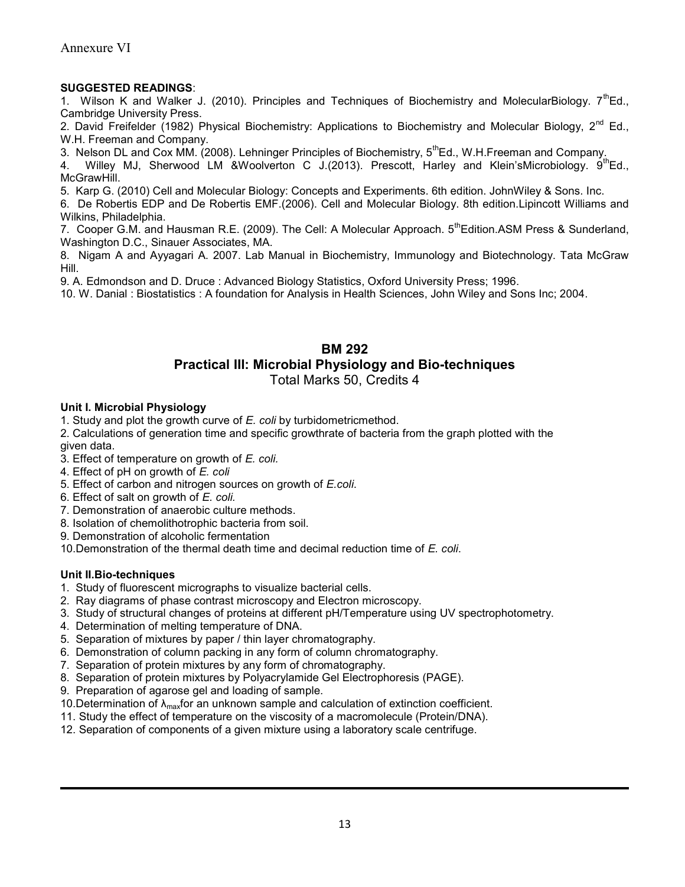Annexure VI

**SUGGESTED READINGS**:

1. Wilson K and Walker J. (2010). Principles and Techniques of Biochemistry and MolecularBiology. 7[th]Ed., Cambridge University Press.
2. David Freifelder (1982) Physical Biochemistry: Applications to Biochemistry and Molecular Biology, 2[nd] Ed., W.H. Freeman and Company.
3. Nelson DL and Cox MM. (2008). Lehninger Principles of Biochemistry, 5[th]Ed., W.H.Freeman and Company.
4. Willey MJ, Sherwood LM &Woolverton C J.(2013). Prescott, Harley and Klein'sMicrobiology. 9[th]Ed., McGrawHill.
5. Karp G. (2010) Cell and Molecular Biology: Concepts and Experiments. 6th edition. JohnWiley & Sons. Inc.
6. De Robertis EDP and De Robertis EMF.(2006). Cell and Molecular Biology. 8th edition.Lipincott Williams and Wilkins, Philadelphia.
7. Cooper G.M. and Hausman R.E. (2009). The Cell: A Molecular Approach. 5[th]Edition.ASM Press & Sunderland, Washington D.C., Sinauer Associates, MA.
8. Nigam A and Ayyagari A. 2007. Lab Manual in Biochemistry, Immunology and Biotechnology. Tata McGraw Hill.
9. A. Edmondson and D. Druce : Advanced Biology Statistics, Oxford University Press; 1996.
10. W. Danial : Biostatistics : A foundation for Analysis in Health Sciences, John Wiley and Sons Inc; 2004.

## BM 292

## Practical III: Microbial Physiology and Bio-techniques

Total Marks 50, Credits 4

**Unit I. Microbial Physiology**

1. Study and plot the growth curve of *E. coli* by turbidometricmethod.
2. Calculations of generation time and specific growthrate of bacteria from the graph plotted with the given data.
3. Effect of temperature on growth of *E. coli.*
4. Effect of pH on growth of *E. coli*
5. Effect of carbon and nitrogen sources on growth of *E.coli*.
6. Effect of salt on growth of *E. coli*.
7. Demonstration of anaerobic culture methods.
8. Isolation of chemolithotrophic bacteria from soil.
9. Demonstration of alcoholic fermentation
10. Demonstration of the thermal death time and decimal reduction time of *E. coli*.

**Unit II.Bio-techniques**

1. Study of fluorescent micrographs to visualize bacterial cells.
2. Ray diagrams of phase contrast microscopy and Electron microscopy.
3. Study of structural changes of proteins at different pH/Temperature using UV spectrophotometry.
4. Determination of melting temperature of DNA.
5. Separation of mixtures by paper / thin layer chromatography.
6. Demonstration of column packing in any form of column chromatography.
7. Separation of protein mixtures by any form of chromatography.
8. Separation of protein mixtures by Polyacrylamide Gel Electrophoresis (PAGE).
9. Preparation of agarose gel and loading of sample.
10. Determination of $\lambda_{max}$for an unknown sample and calculation of extinction coefficient.
11. Study the effect of temperature on the viscosity of a macromolecule (Protein/DNA).
12. Separation of components of a given mixture using a laboratory scale centrifuge.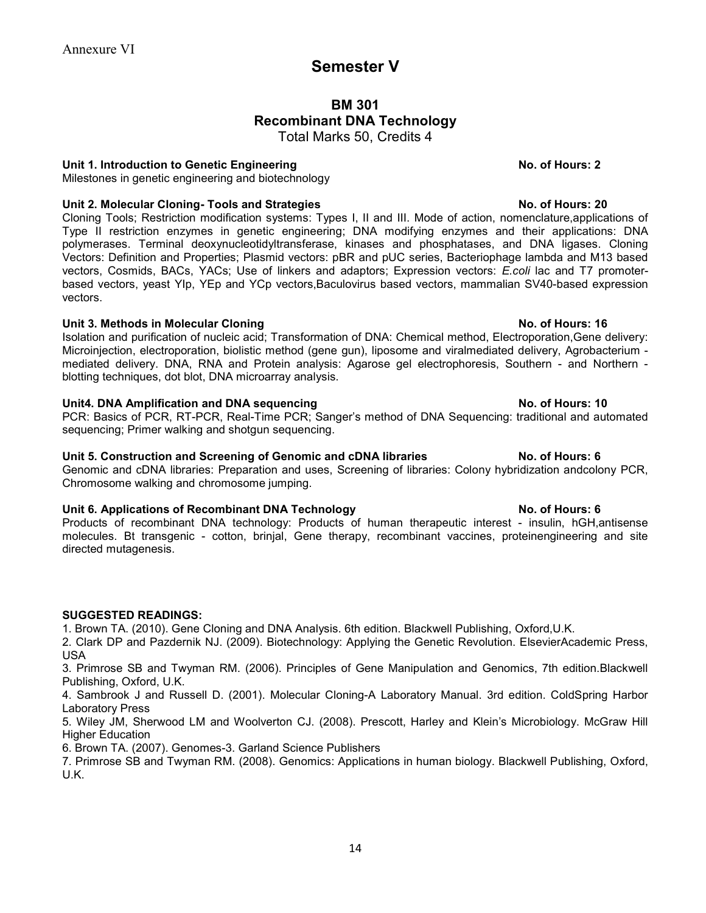Annexure VI

# Semester V

## BM 301
## Recombinant DNA Technology

Total Marks 50, Credits 4

**Unit 1. Introduction to Genetic Engineering** **No. of Hours: 2**

Milestones in genetic engineering and biotechnology

**Unit 2. Molecular Cloning- Tools and Strategies** **No. of Hours: 20**

Cloning Tools; Restriction modification systems: Types I, II and III. Mode of action, nomenclature,applications of Type II restriction enzymes in genetic engineering; DNA modifying enzymes and their applications: DNA polymerases. Terminal deoxynucleotidyltransferase, kinases and phosphatases, and DNA ligases. Cloning Vectors: Definition and Properties; Plasmid vectors: pBR and pUC series, Bacteriophage lambda and M13 based vectors, Cosmids, BACs, YACs; Use of linkers and adaptors; Expression vectors: *E.coli* lac and T7 promoter-based vectors, yeast YIp, YEp and YCp vectors,Baculovirus based vectors, mammalian SV40-based expression vectors.

**Unit 3. Methods in Molecular Cloning** **No. of Hours: 16**

Isolation and purification of nucleic acid; Transformation of DNA: Chemical method, Electroporation,Gene delivery: Microinjection, electroporation, biolistic method (gene gun), liposome and viralmediated delivery, Agrobacterium - mediated delivery. DNA, RNA and Protein analysis: Agarose gel electrophoresis, Southern - and Northern - blotting techniques, dot blot, DNA microarray analysis.

**Unit4. DNA Amplification and DNA sequencing** **No. of Hours: 10**

PCR: Basics of PCR, RT-PCR, Real-Time PCR; Sanger's method of DNA Sequencing: traditional and automated sequencing; Primer walking and shotgun sequencing.

**Unit 5. Construction and Screening of Genomic and cDNA libraries** **No. of Hours: 6**

Genomic and cDNA libraries: Preparation and uses, Screening of libraries: Colony hybridization andcolony PCR, Chromosome walking and chromosome jumping.

**Unit 6. Applications of Recombinant DNA Technology** **No. of Hours: 6**

Products of recombinant DNA technology: Products of human therapeutic interest - insulin, hGH,antisense molecules. Bt transgenic - cotton, brinjal, Gene therapy, recombinant vaccines, proteinengineering and site directed mutagenesis.

**SUGGESTED READINGS:**

1. Brown TA. (2010). Gene Cloning and DNA Analysis. 6th edition. Blackwell Publishing, Oxford,U.K.
2. Clark DP and Pazdernik NJ. (2009). Biotechnology: Applying the Genetic Revolution. ElsevierAcademic Press, USA
3. Primrose SB and Twyman RM. (2006). Principles of Gene Manipulation and Genomics, 7th edition.Blackwell Publishing, Oxford, U.K.
4. Sambrook J and Russell D. (2001). Molecular Cloning-A Laboratory Manual. 3rd edition. ColdSpring Harbor Laboratory Press
5. Wiley JM, Sherwood LM and Woolverton CJ. (2008). Prescott, Harley and Klein's Microbiology. McGraw Hill Higher Education
6. Brown TA. (2007). Genomes-3. Garland Science Publishers
7. Primrose SB and Twyman RM. (2008). Genomics: Applications in human biology. Blackwell Publishing, Oxford, U.K.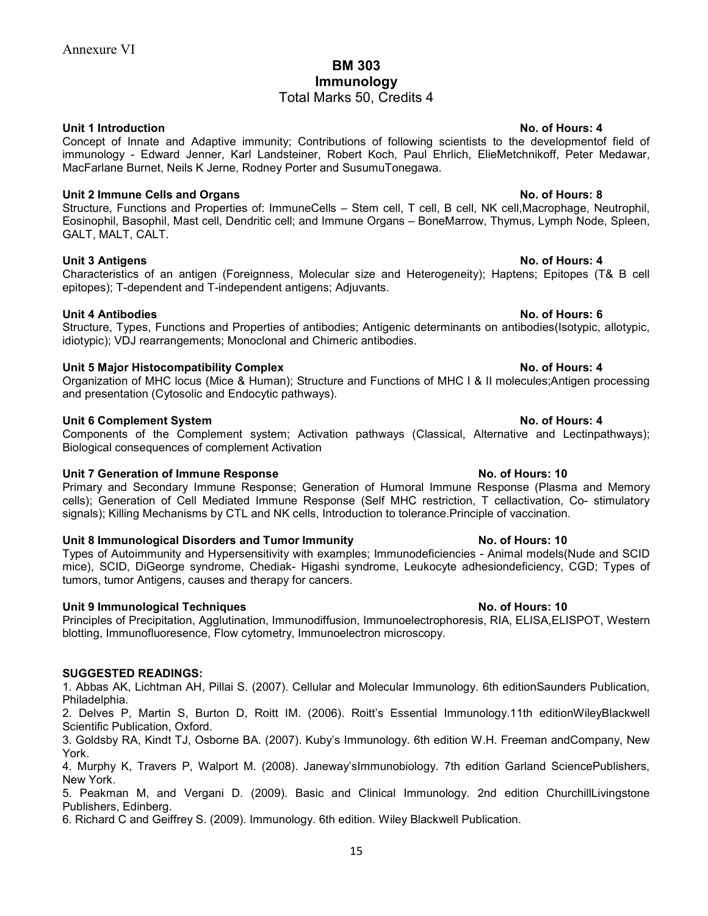Annexure VI

# BM 303
# Immunology

Total Marks 50, Credits 4

**Unit 1 Introduction** **No. of Hours: 4**

Concept of Innate and Adaptive immunity; Contributions of following scientists to the developmentof field of immunology - Edward Jenner, Karl Landsteiner, Robert Koch, Paul Ehrlich, ElieMetchnikoff, Peter Medawar, MacFarlane Burnet, Neils K Jerne, Rodney Porter and SusumuTonegawa.

**Unit 2 Immune Cells and Organs** **No. of Hours: 8**

Structure, Functions and Properties of: ImmuneCells – Stem cell, T cell, B cell, NK cell,Macrophage, Neutrophil, Eosinophil, Basophil, Mast cell, Dendritic cell; and Immune Organs – BoneMarrow, Thymus, Lymph Node, Spleen, GALT, MALT, CALT.

**Unit 3 Antigens** **No. of Hours: 4**

Characteristics of an antigen (Foreignness, Molecular size and Heterogeneity); Haptens; Epitopes (T& B cell epitopes); T-dependent and T-independent antigens; Adjuvants.

**Unit 4 Antibodies** **No. of Hours: 6**

Structure, Types, Functions and Properties of antibodies; Antigenic determinants on antibodies(Isotypic, allotypic, idiotypic); VDJ rearrangements; Monoclonal and Chimeric antibodies.

**Unit 5 Major Histocompatibility Complex** **No. of Hours: 4**

Organization of MHC locus (Mice & Human); Structure and Functions of MHC I & II molecules;Antigen processing and presentation (Cytosolic and Endocytic pathways).

**Unit 6 Complement System** **No. of Hours: 4**

Components of the Complement system; Activation pathways (Classical, Alternative and Lectinpathways); Biological consequences of complement Activation

**Unit 7 Generation of Immune Response** **No. of Hours: 10**

Primary and Secondary Immune Response; Generation of Humoral Immune Response (Plasma and Memory cells); Generation of Cell Mediated Immune Response (Self MHC restriction, T cellactivation, Co- stimulatory signals); Killing Mechanisms by CTL and NK cells, Introduction to tolerance.Principle of vaccination.

**Unit 8 Immunological Disorders and Tumor Immunity** **No. of Hours: 10**

Types of Autoimmunity and Hypersensitivity with examples; Immunodeficiencies - Animal models(Nude and SCID mice), SCID, DiGeorge syndrome, Chediak- Higashi syndrome, Leukocyte adhesiondeficiency, CGD; Types of tumors, tumor Antigens, causes and therapy for cancers.

**Unit 9 Immunological Techniques** **No. of Hours: 10**

Principles of Precipitation, Agglutination, Immunodiffusion, Immunoelectrophoresis, RIA, ELISA,ELISPOT, Western blotting, Immunofluoresence, Flow cytometry, Immunoelectron microscopy.

**SUGGESTED READINGS:**

1. Abbas AK, Lichtman AH, Pillai S. (2007). Cellular and Molecular Immunology. 6th editionSaunders Publication, Philadelphia.
2. Delves P, Martin S, Burton D, Roitt IM. (2006). Roitt's Essential Immunology.11th editionWileyBlackwell Scientific Publication, Oxford.
3. Goldsby RA, Kindt TJ, Osborne BA. (2007). Kuby's Immunology. 6th edition W.H. Freeman andCompany, New York.
4. Murphy K, Travers P, Walport M. (2008). Janeway'sImmunobiology. 7th edition Garland SciencePublishers, New York.
5. Peakman M, and Vergani D. (2009). Basic and Clinical Immunology. 2nd edition ChurchillLivingstone Publishers, Edinberg.
6. Richard C and Geiffrey S. (2009). Immunology. 6th edition. Wiley Blackwell Publication.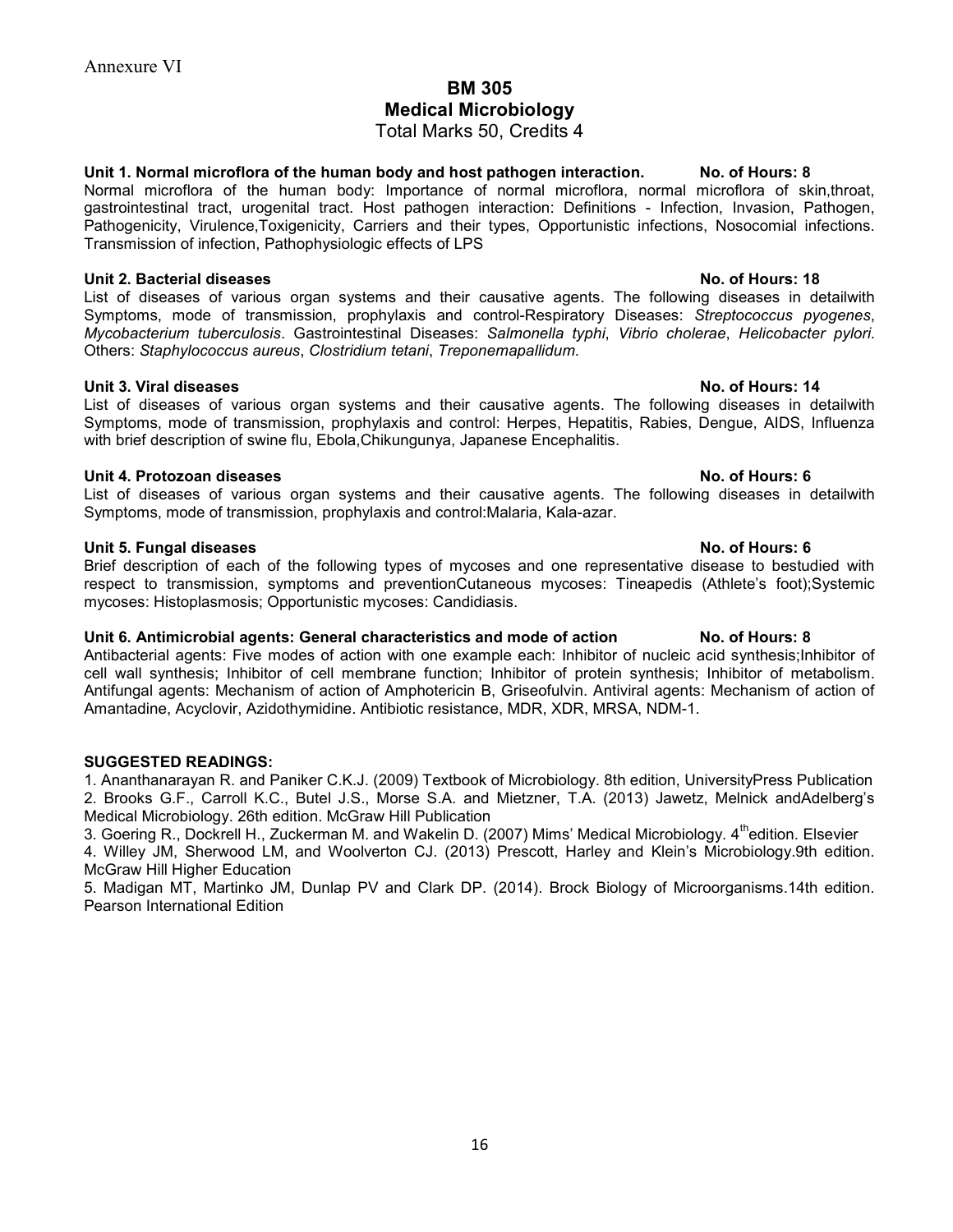Annexure VI

# BM 305
# Medical Microbiology
Total Marks 50, Credits 4

**Unit 1. Normal microflora of the human body and host pathogen interaction. No. of Hours: 8**

Normal microflora of the human body: Importance of normal microflora, normal microflora of skin,throat, gastrointestinal tract, urogenital tract. Host pathogen interaction: Definitions - Infection, Invasion, Pathogen, Pathogenicity, Virulence,Toxigenicity, Carriers and their types, Opportunistic infections, Nosocomial infections. Transmission of infection, Pathophysiologic effects of LPS

**Unit 2. Bacterial diseases No. of Hours: 18**

List of diseases of various organ systems and their causative agents. The following diseases in detailwith Symptoms, mode of transmission, prophylaxis and control-Respiratory Diseases: *Streptococcus pyogenes*, *Mycobacterium tuberculosis*. Gastrointestinal Diseases: *Salmonella typhi*, *Vibrio cholerae*, *Helicobacter pylori*. Others: *Staphylococcus aureus*, *Clostridium tetani*, *Treponemapallidum*.

**Unit 3. Viral diseases No. of Hours: 14**

List of diseases of various organ systems and their causative agents. The following diseases in detailwith Symptoms, mode of transmission, prophylaxis and control: Herpes, Hepatitis, Rabies, Dengue, AIDS, Influenza with brief description of swine flu, Ebola,Chikungunya, Japanese Encephalitis.

**Unit 4. Protozoan diseases No. of Hours: 6**

List of diseases of various organ systems and their causative agents. The following diseases in detailwith Symptoms, mode of transmission, prophylaxis and control:Malaria, Kala-azar.

**Unit 5. Fungal diseases No. of Hours: 6**

Brief description of each of the following types of mycoses and one representative disease to bestudied with respect to transmission, symptoms and preventionCutaneous mycoses: Tineapedis (Athlete's foot);Systemic mycoses: Histoplasmosis; Opportunistic mycoses: Candidiasis.

**Unit 6. Antimicrobial agents: General characteristics and mode of action No. of Hours: 8**

Antibacterial agents: Five modes of action with one example each: Inhibitor of nucleic acid synthesis;Inhibitor of cell wall synthesis; Inhibitor of cell membrane function; Inhibitor of protein synthesis; Inhibitor of metabolism. Antifungal agents: Mechanism of action of Amphotericin B, Griseofulvin. Antiviral agents: Mechanism of action of Amantadine, Acyclovir, Azidothymidine. Antibiotic resistance, MDR, XDR, MRSA, NDM-1.

**SUGGESTED READINGS:**

1. Ananthanarayan R. and Paniker C.K.J. (2009) Textbook of Microbiology. 8th edition, UniversityPress Publication
2. Brooks G.F., Carroll K.C., Butel J.S., Morse S.A. and Mietzner, T.A. (2013) Jawetz, Melnick andAdelberg's Medical Microbiology. 26th edition. McGraw Hill Publication
3. Goering R., Dockrell H., Zuckerman M. and Wakelin D. (2007) Mims' Medical Microbiology. 4thedition. Elsevier
4. Willey JM, Sherwood LM, and Woolverton CJ. (2013) Prescott, Harley and Klein's Microbiology.9th edition. McGraw Hill Higher Education
5. Madigan MT, Martinko JM, Dunlap PV and Clark DP. (2014). Brock Biology of Microorganisms.14th edition. Pearson International Edition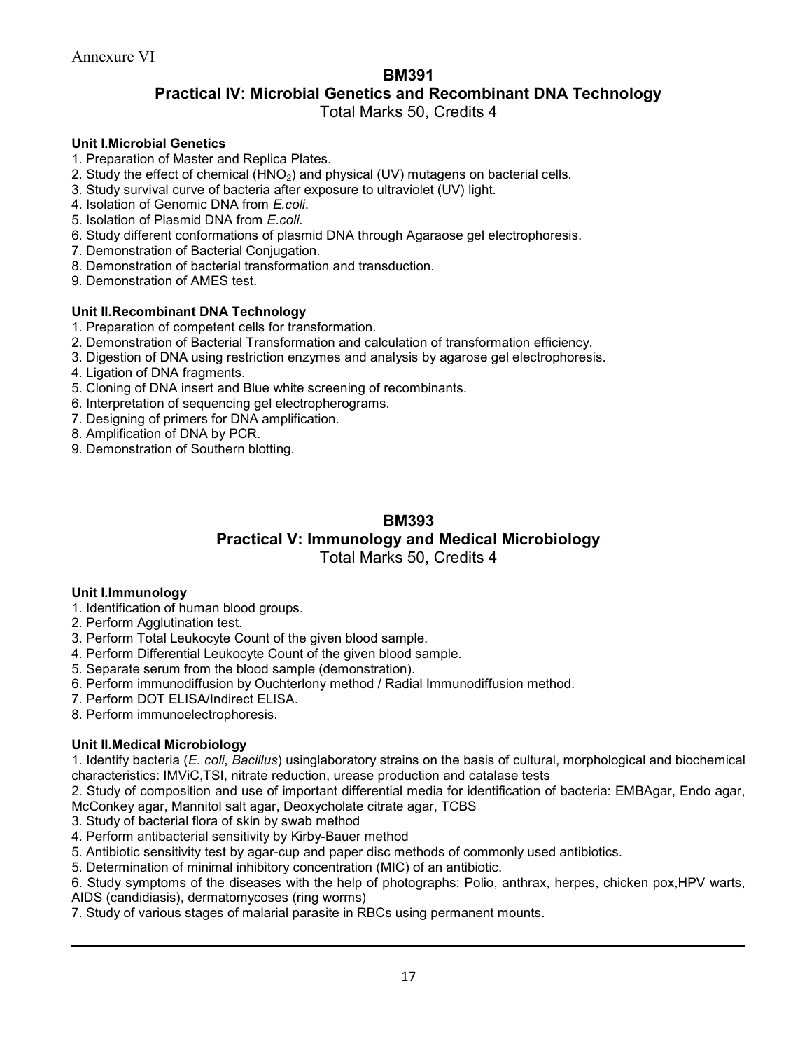Annexure VI

# BM391

## Practical IV: Microbial Genetics and Recombinant DNA Technology

Total Marks 50, Credits 4

**Unit I.Microbial Genetics**

1. Preparation of Master and Replica Plates.
2. Study the effect of chemical ($HNO_2$) and physical (UV) mutagens on bacterial cells.
3. Study survival curve of bacteria after exposure to ultraviolet (UV) light.
4. Isolation of Genomic DNA from *E.coli*.
5. Isolation of Plasmid DNA from *E.coli*.
6. Study different conformations of plasmid DNA through Agaraose gel electrophoresis.
7. Demonstration of Bacterial Conjugation.
8. Demonstration of bacterial transformation and transduction.
9. Demonstration of AMES test.

**Unit II.Recombinant DNA Technology**

1. Preparation of competent cells for transformation.
2. Demonstration of Bacterial Transformation and calculation of transformation efficiency.
3. Digestion of DNA using restriction enzymes and analysis by agarose gel electrophoresis.
4. Ligation of DNA fragments.
5. Cloning of DNA insert and Blue white screening of recombinants.
6. Interpretation of sequencing gel electropherograms.
7. Designing of primers for DNA amplification.
8. Amplification of DNA by PCR.
9. Demonstration of Southern blotting.

# BM393

## Practical V: Immunology and Medical Microbiology

Total Marks 50, Credits 4

**Unit I.Immunology**

1. Identification of human blood groups.
2. Perform Agglutination test.
3. Perform Total Leukocyte Count of the given blood sample.
4. Perform Differential Leukocyte Count of the given blood sample.
5. Separate serum from the blood sample (demonstration).
6. Perform immunodiffusion by Ouchterlony method / Radial Immunodiffusion method.
7. Perform DOT ELISA/Indirect ELISA.
8. Perform immunoelectrophoresis.

**Unit II.Medical Microbiology**

1. Identify bacteria (*E. coli*, *Bacillus*) usinglaboratory strains on the basis of cultural, morphological and biochemical characteristics: IMViC,TSI, nitrate reduction, urease production and catalase tests

2. Study of composition and use of important differential media for identification of bacteria: EMBAgar, Endo agar, McConkey agar, Mannitol salt agar, Deoxycholate citrate agar, TCBS

3. Study of bacterial flora of skin by swab method

4. Perform antibacterial sensitivity by Kirby-Bauer method

5. Antibiotic sensitivity test by agar-cup and paper disc methods of commonly used antibiotics.

5. Determination of minimal inhibitory concentration (MIC) of an antibiotic.

6. Study symptoms of the diseases with the help of photographs: Polio, anthrax, herpes, chicken pox,HPV warts, AIDS (candidiasis), dermatomycoses (ring worms)

7. Study of various stages of malarial parasite in RBCs using permanent mounts.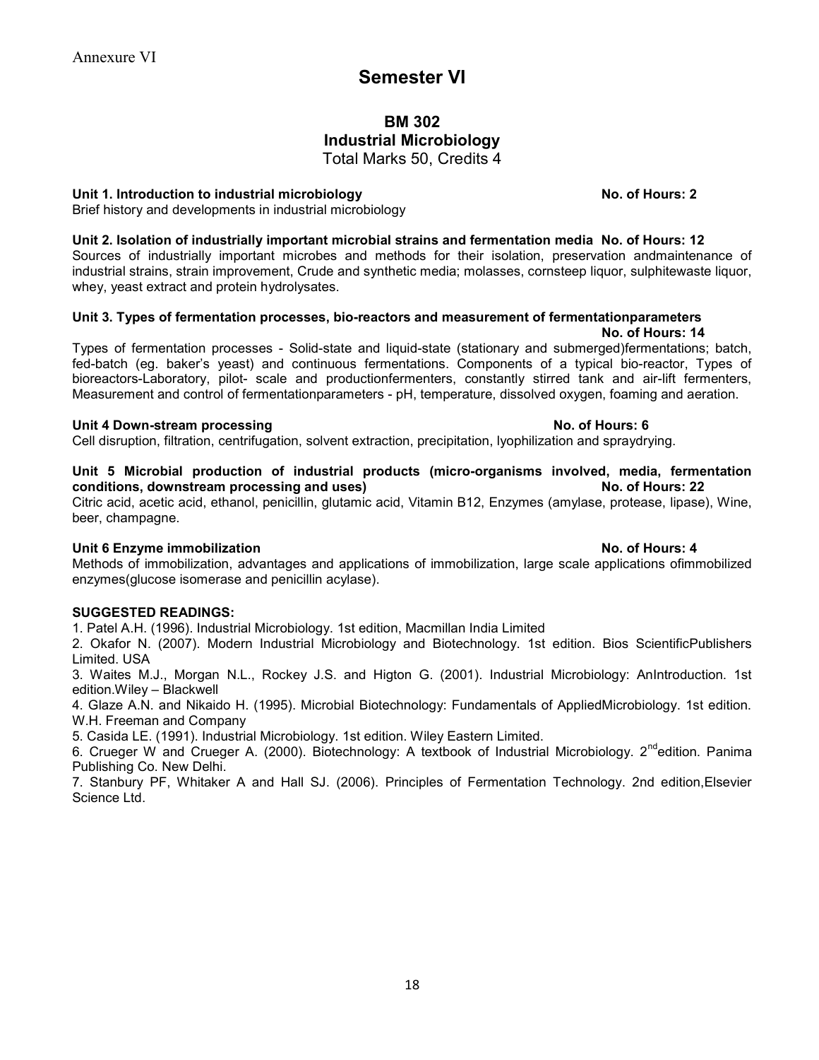Annexure VI

# Semester VI

## BM 302
## Industrial Microbiology

Total Marks 50, Credits 4

**Unit 1. Introduction to industrial microbiology** **No. of Hours: 2**

Brief history and developments in industrial microbiology

**Unit 2. Isolation of industrially important microbial strains and fermentation media No. of Hours: 12**

Sources of industrially important microbes and methods for their isolation, preservation andmaintenance of industrial strains, strain improvement, Crude and synthetic media; molasses, cornsteep liquor, sulphitewaste liquor, whey, yeast extract and protein hydrolysates.

**Unit 3. Types of fermentation processes, bio-reactors and measurement of fermentationparameters**
**No. of Hours: 14**

Types of fermentation processes - Solid-state and liquid-state (stationary and submerged)fermentations; batch, fed-batch (eg. baker's yeast) and continuous fermentations. Components of a typical bio-reactor, Types of bioreactors-Laboratory, pilot- scale and productionfermenters, constantly stirred tank and air-lift fermenters, Measurement and control of fermentationparameters - pH, temperature, dissolved oxygen, foaming and aeration.

**Unit 4 Down-stream processing** **No. of Hours: 6**

Cell disruption, filtration, centrifugation, solvent extraction, precipitation, lyophilization and spraydrying.

**Unit 5 Microbial production of industrial products (micro-organisms involved, media, fermentation conditions, downstream processing and uses)** **No. of Hours: 22**

Citric acid, acetic acid, ethanol, penicillin, glutamic acid, Vitamin B12, Enzymes (amylase, protease, lipase), Wine, beer, champagne.

**Unit 6 Enzyme immobilization** **No. of Hours: 4**

Methods of immobilization, advantages and applications of immobilization, large scale applications ofimmobilized enzymes(glucose isomerase and penicillin acylase).

**SUGGESTED READINGS:**

1. Patel A.H. (1996). Industrial Microbiology. 1st edition, Macmillan India Limited
2. Okafor N. (2007). Modern Industrial Microbiology and Biotechnology. 1st edition. Bios ScientificPublishers Limited. USA
3. Waites M.J., Morgan N.L., Rockey J.S. and Higton G. (2001). Industrial Microbiology: AnIntroduction. 1st edition.Wiley – Blackwell
4. Glaze A.N. and Nikaido H. (1995). Microbial Biotechnology: Fundamentals of AppliedMicrobiology. 1st edition. W.H. Freeman and Company
5. Casida LE. (1991). Industrial Microbiology. 1st edition. Wiley Eastern Limited.
6. Crueger W and Crueger A. (2000). Biotechnology: A textbook of Industrial Microbiology. 2nd edition. Panima Publishing Co. New Delhi.
7. Stanbury PF, Whitaker A and Hall SJ. (2006). Principles of Fermentation Technology. 2nd edition,Elsevier Science Ltd.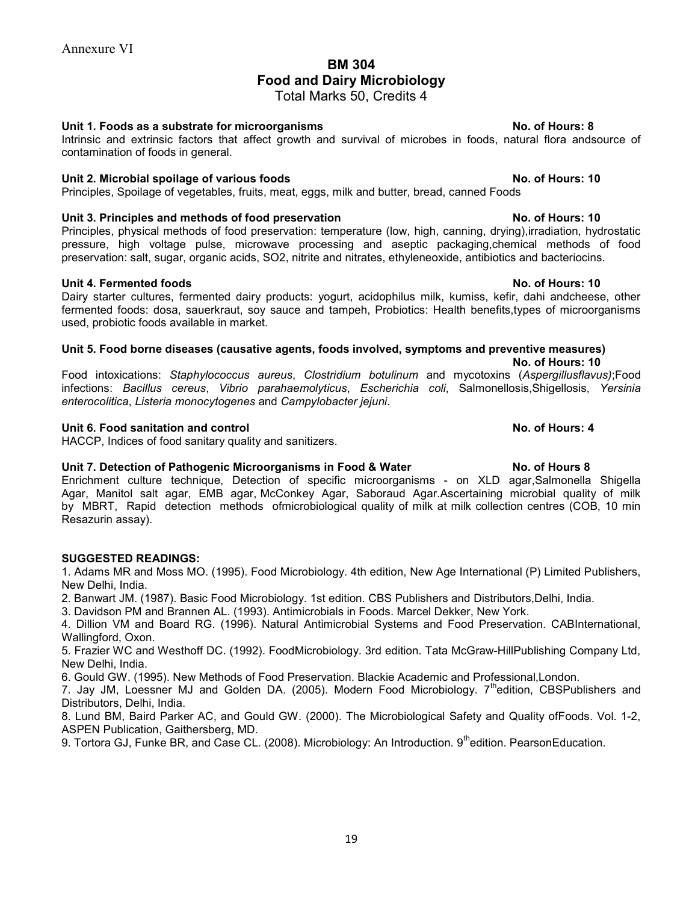Annexure VI

# BM 304
# Food and Dairy Microbiology
Total Marks 50, Credits 4

**Unit 1. Foods as a substrate for microorganisms** **No. of Hours: 8**
Intrinsic and extrinsic factors that affect growth and survival of microbes in foods, natural flora andsource of contamination of foods in general.

**Unit 2. Microbial spoilage of various foods** **No. of Hours: 10**
Principles, Spoilage of vegetables, fruits, meat, eggs, milk and butter, bread, canned Foods

**Unit 3. Principles and methods of food preservation** **No. of Hours: 10**
Principles, physical methods of food preservation: temperature (low, high, canning, drying),irradiation, hydrostatic pressure, high voltage pulse, microwave processing and aseptic packaging,chemical methods of food preservation: salt, sugar, organic acids, SO2, nitrite and nitrates, ethyleneoxide, antibiotics and bacteriocins.

**Unit 4. Fermented foods** **No. of Hours: 10**
Dairy starter cultures, fermented dairy products: yogurt, acidophilus milk, kumiss, kefir, dahi andcheese, other fermented foods: dosa, sauerkraut, soy sauce and tampeh, Probiotics: Health benefits,types of microorganisms used, probiotic foods available in market.

**Unit 5. Food borne diseases (causative agents, foods involved, symptoms and preventive measures)** **No. of Hours: 10**
Food intoxications: *Staphylococcus aureus*, *Clostridium botulinum* and mycotoxins (*Aspergillusflavus)*;Food infections: *Bacillus cereus*, *Vibrio parahaemolyticus*, *Escherichia coli*, Salmonellosis,Shigellosis, *Yersinia enterocolitica*, *Listeria monocytogenes* and *Campylobacter jejuni*.

**Unit 6. Food sanitation and control** **No. of Hours: 4**
HACCP, Indices of food sanitary quality and sanitizers.

**Unit 7. Detection of Pathogenic Microorganisms in Food & Water** **No. of Hours 8**
Enrichment culture technique, Detection of specific microorganisms - on XLD agar,Salmonella Shigella Agar, Manitol salt agar, EMB agar, McConkey Agar, Saboraud Agar.Ascertaining microbial quality of milk by MBRT, Rapid detection methods ofmicrobiological quality of milk at milk collection centres (COB, 10 min Resazurin assay).

**SUGGESTED READINGS:**

1. Adams MR and Moss MO. (1995). Food Microbiology. 4th edition, New Age International (P) Limited Publishers, New Delhi, India.
2. Banwart JM. (1987). Basic Food Microbiology. 1st edition. CBS Publishers and Distributors,Delhi, India.
3. Davidson PM and Brannen AL. (1993). Antimicrobials in Foods. Marcel Dekker, New York.
4. Dillion VM and Board RG. (1996). Natural Antimicrobial Systems and Food Preservation. CABInternational, Wallingford, Oxon.
5. Frazier WC and Westhoff DC. (1992). FoodMicrobiology. 3rd edition. Tata McGraw-HillPublishing Company Ltd, New Delhi, India.
6. Gould GW. (1995). New Methods of Food Preservation. Blackie Academic and Professional,London.
7. Jay JM, Loessner MJ and Golden DA. (2005). Modern Food Microbiology. 7th edition, CBSPublishers and Distributors, Delhi, India.
8. Lund BM, Baird Parker AC, and Gould GW. (2000). The Microbiological Safety and Quality ofFoods. Vol. 1-2, ASPEN Publication, Gaithersberg, MD.
9. Tortora GJ, Funke BR, and Case CL. (2008). Microbiology: An Introduction. 9th edition. PearsonEducation.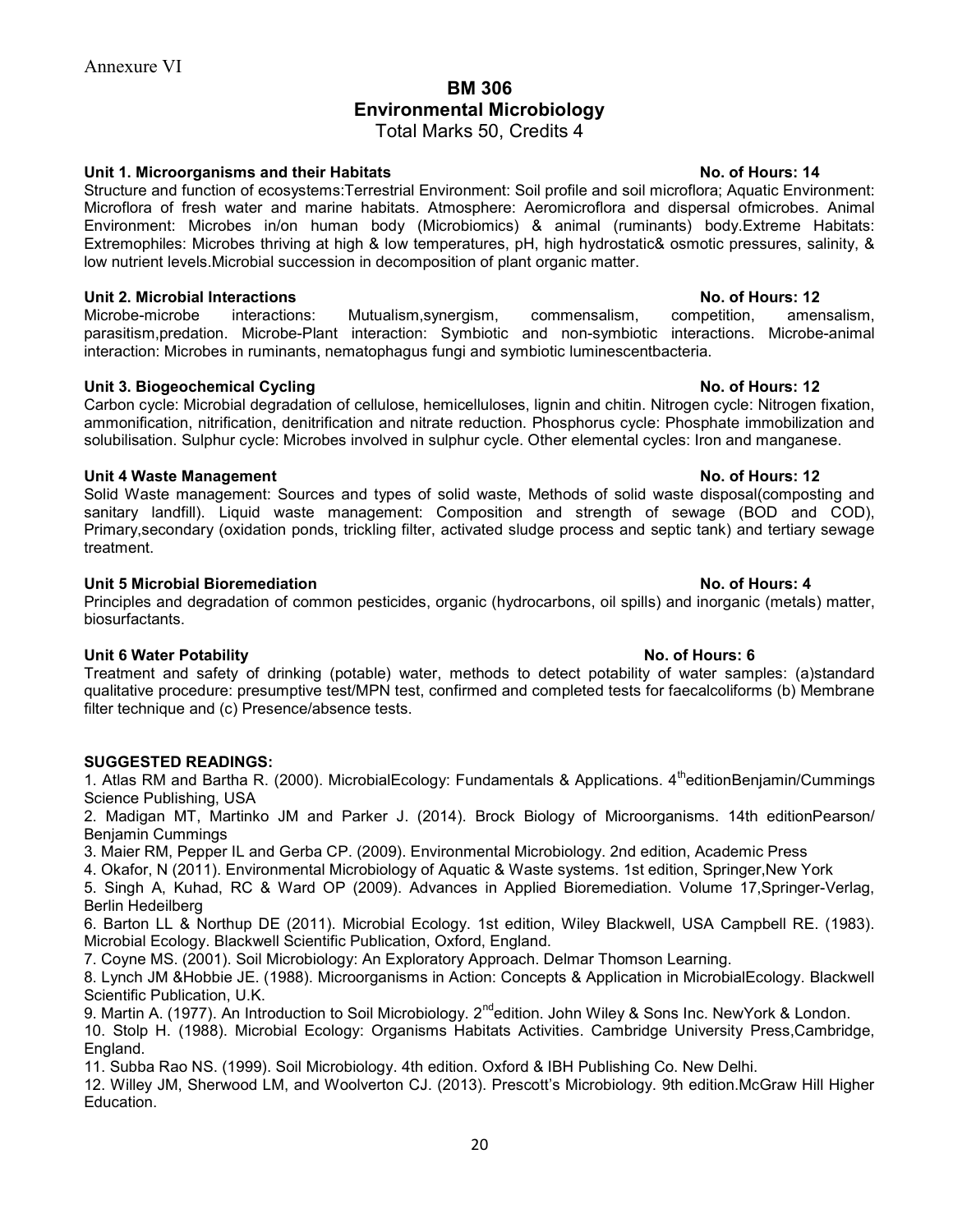Annexure VI

# BM 306
# Environmental Microbiology

Total Marks 50, Credits 4

**Unit 1. Microorganisms and their Habitats** **No. of Hours: 14**

Structure and function of ecosystems:Terrestrial Environment: Soil profile and soil microflora; Aquatic Environment: Microflora of fresh water and marine habitats. Atmosphere: Aeromicroflora and dispersal ofmicrobes. Animal Environment: Microbes in/on human body (Microbiomics) & animal (ruminants) body.Extreme Habitats: Extremophiles: Microbes thriving at high & low temperatures, pH, high hydrostatic& osmotic pressures, salinity, & low nutrient levels.Microbial succession in decomposition of plant organic matter.

**Unit 2. Microbial Interactions** **No. of Hours: 12**

Microbe-microbe interactions: Mutualism,synergism, commensalism, competition, amensalism, parasitism,predation. Microbe-Plant interaction: Symbiotic and non-symbiotic interactions. Microbe-animal interaction: Microbes in ruminants, nematophagus fungi and symbiotic luminescentbacteria.

**Unit 3. Biogeochemical Cycling** **No. of Hours: 12**

Carbon cycle: Microbial degradation of cellulose, hemicelluloses, lignin and chitin. Nitrogen cycle: Nitrogen fixation, ammonification, nitrification, denitrification and nitrate reduction. Phosphorus cycle: Phosphate immobilization and solubilisation. Sulphur cycle: Microbes involved in sulphur cycle. Other elemental cycles: Iron and manganese.

**Unit 4 Waste Management** **No. of Hours: 12**

Solid Waste management: Sources and types of solid waste, Methods of solid waste disposal(composting and sanitary landfill). Liquid waste management: Composition and strength of sewage (BOD and COD), Primary,secondary (oxidation ponds, trickling filter, activated sludge process and septic tank) and tertiary sewage treatment.

**Unit 5 Microbial Bioremediation** **No. of Hours: 4**

Principles and degradation of common pesticides, organic (hydrocarbons, oil spills) and inorganic (metals) matter, biosurfactants.

**Unit 6 Water Potability** **No. of Hours: 6**

Treatment and safety of drinking (potable) water, methods to detect potability of water samples: (a)standard qualitative procedure: presumptive test/MPN test, confirmed and completed tests for faecalcoliforms (b) Membrane filter technique and (c) Presence/absence tests.

**SUGGESTED READINGS:**

1. Atlas RM and Bartha R. (2000). MicrobialEcology: Fundamentals & Applications. 4theditionBenjamin/Cummings Science Publishing, USA
2. Madigan MT, Martinko JM and Parker J. (2014). Brock Biology of Microorganisms. 14th editionPearson/ Benjamin Cummings
3. Maier RM, Pepper IL and Gerba CP. (2009). Environmental Microbiology. 2nd edition, Academic Press
4. Okafor, N (2011). Environmental Microbiology of Aquatic & Waste systems. 1st edition, Springer,New York
5. Singh A, Kuhad, RC & Ward OP (2009). Advances in Applied Bioremediation. Volume 17,Springer-Verlag, Berlin Hedeilberg
6. Barton LL & Northup DE (2011). Microbial Ecology. 1st edition, Wiley Blackwell, USA Campbell RE. (1983). Microbial Ecology. Blackwell Scientific Publication, Oxford, England.
7. Coyne MS. (2001). Soil Microbiology: An Exploratory Approach. Delmar Thomson Learning.
8. Lynch JM &Hobbie JE. (1988). Microorganisms in Action: Concepts & Application in MicrobialEcology. Blackwell Scientific Publication, U.K.
9. Martin A. (1977). An Introduction to Soil Microbiology. 2ndedition. John Wiley & Sons Inc. NewYork & London.
10. Stolp H. (1988). Microbial Ecology: Organisms Habitats Activities. Cambridge University Press,Cambridge, England.
11. Subba Rao NS. (1999). Soil Microbiology. 4th edition. Oxford & IBH Publishing Co. New Delhi.
12. Willey JM, Sherwood LM, and Woolverton CJ. (2013). Prescott's Microbiology. 9th edition.McGraw Hill Higher Education.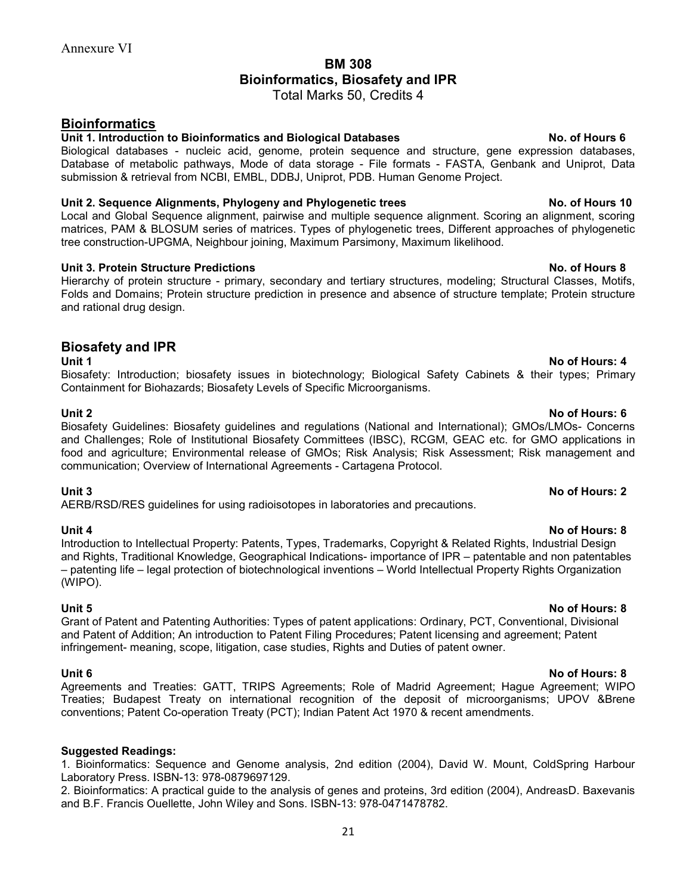Annexure VI

# BM 308
# Bioinformatics, Biosafety and IPR

Total Marks 50, Credits 4

## Bioinformatics

**Unit 1. Introduction to Bioinformatics and Biological Databases** **No. of Hours 6**

Biological databases - nucleic acid, genome, protein sequence and structure, gene expression databases, Database of metabolic pathways, Mode of data storage - File formats - FASTA, Genbank and Uniprot, Data submission & retrieval from NCBI, EMBL, DDBJ, Uniprot, PDB. Human Genome Project.

**Unit 2. Sequence Alignments, Phylogeny and Phylogenetic trees** **No. of Hours 10**

Local and Global Sequence alignment, pairwise and multiple sequence alignment. Scoring an alignment, scoring matrices, PAM & BLOSUM series of matrices. Types of phylogenetic trees, Different approaches of phylogenetic tree construction-UPGMA, Neighbour joining, Maximum Parsimony, Maximum likelihood.

**Unit 3. Protein Structure Predictions** **No. of Hours 8**

Hierarchy of protein structure - primary, secondary and tertiary structures, modeling; Structural Classes, Motifs, Folds and Domains; Protein structure prediction in presence and absence of structure template; Protein structure and rational drug design.

## Biosafety and IPR

**Unit 1** **No of Hours: 4**

Biosafety: Introduction; biosafety issues in biotechnology; Biological Safety Cabinets & their types; Primary Containment for Biohazards; Biosafety Levels of Specific Microorganisms.

**Unit 2** **No of Hours: 6**

Biosafety Guidelines: Biosafety guidelines and regulations (National and International); GMOs/LMOs- Concerns and Challenges; Role of Institutional Biosafety Committees (IBSC), RCGM, GEAC etc. for GMO applications in food and agriculture; Environmental release of GMOs; Risk Analysis; Risk Assessment; Risk management and communication; Overview of International Agreements - Cartagena Protocol.

**Unit 3** **No of Hours: 2**

AERB/RSD/RES guidelines for using radioisotopes in laboratories and precautions.

**Unit 4** **No of Hours: 8**

Introduction to Intellectual Property: Patents, Types, Trademarks, Copyright & Related Rights, Industrial Design and Rights, Traditional Knowledge, Geographical Indications- importance of IPR – patentable and non patentables – patenting life – legal protection of biotechnological inventions – World Intellectual Property Rights Organization (WIPO).

**Unit 5** **No of Hours: 8**

Grant of Patent and Patenting Authorities: Types of patent applications: Ordinary, PCT, Conventional, Divisional and Patent of Addition; An introduction to Patent Filing Procedures; Patent licensing and agreement; Patent infringement- meaning, scope, litigation, case studies, Rights and Duties of patent owner.

**Unit 6** **No of Hours: 8**

Agreements and Treaties: GATT, TRIPS Agreements; Role of Madrid Agreement; Hague Agreement; WIPO Treaties; Budapest Treaty on international recognition of the deposit of microorganisms; UPOV &Brene conventions; Patent Co-operation Treaty (PCT); Indian Patent Act 1970 & recent amendments.

**Suggested Readings:**

1. Bioinformatics: Sequence and Genome analysis, 2nd edition (2004), David W. Mount, ColdSpring Harbour Laboratory Press. ISBN-13: 978-0879697129.
2. Bioinformatics: A practical guide to the analysis of genes and proteins, 3rd edition (2004), AndreasD. Baxevanis and B.F. Francis Ouellette, John Wiley and Sons. ISBN-13: 978-0471478782.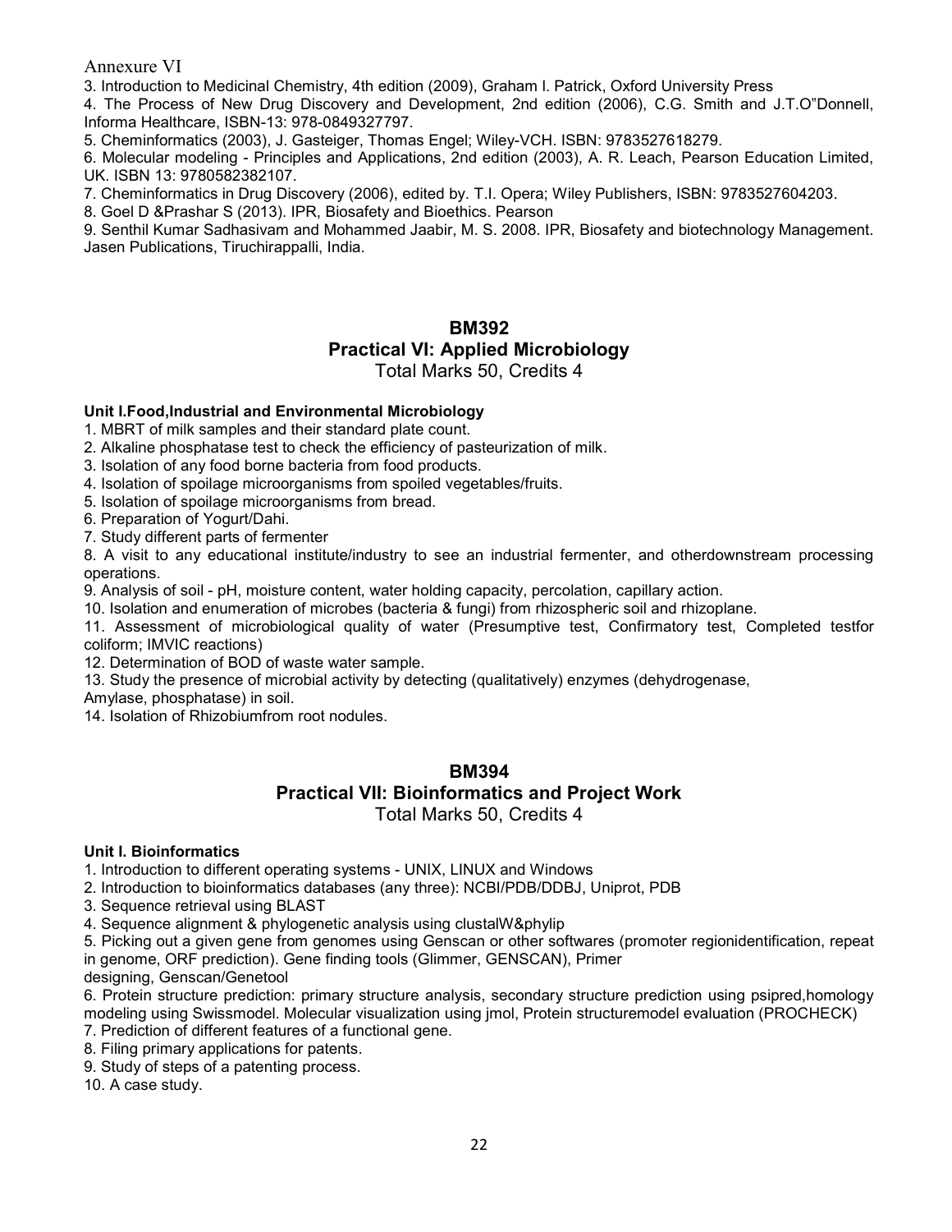Annexure VI

3. Introduction to Medicinal Chemistry, 4th edition (2009), Graham l. Patrick, Oxford University Press
4. The Process of New Drug Discovery and Development, 2nd edition (2006), C.G. Smith and J.T.O"Donnell, Informa Healthcare, ISBN-13: 978-0849327797.
5. Cheminformatics (2003), J. Gasteiger, Thomas Engel; Wiley-VCH. ISBN: 9783527618279.
6. Molecular modeling - Principles and Applications, 2nd edition (2003), A. R. Leach, Pearson Education Limited, UK. ISBN 13: 9780582382107.
7. Cheminformatics in Drug Discovery (2006), edited by. T.I. Opera; Wiley Publishers, ISBN: 9783527604203.
8. Goel D &Prashar S (2013). IPR, Biosafety and Bioethics. Pearson
9. Senthil Kumar Sadhasivam and Mohammed Jaabir, M. S. 2008. IPR, Biosafety and biotechnology Management. Jasen Publications, Tiruchirappalli, India.

## BM392
## Practical VI: Applied Microbiology
Total Marks 50, Credits 4

**Unit I.Food,Industrial and Environmental Microbiology**

1. MBRT of milk samples and their standard plate count.
2. Alkaline phosphatase test to check the efficiency of pasteurization of milk.
3. Isolation of any food borne bacteria from food products.
4. Isolation of spoilage microorganisms from spoiled vegetables/fruits.
5. Isolation of spoilage microorganisms from bread.
6. Preparation of Yogurt/Dahi.
7. Study different parts of fermenter
8. A visit to any educational institute/industry to see an industrial fermenter, and otherdownstream processing operations.
9. Analysis of soil - pH, moisture content, water holding capacity, percolation, capillary action.
10. Isolation and enumeration of microbes (bacteria & fungi) from rhizospheric soil and rhizoplane.
11. Assessment of microbiological quality of water (Presumptive test, Confirmatory test, Completed testfor coliform; IMViC reactions)
12. Determination of BOD of waste water sample.
13. Study the presence of microbial activity by detecting (qualitatively) enzymes (dehydrogenase, Amylase, phosphatase) in soil.
14. Isolation of Rhizobiumfrom root nodules.

## BM394
## Practical VII: Bioinformatics and Project Work
Total Marks 50, Credits 4

**Unit I. Bioinformatics**

1. Introduction to different operating systems - UNIX, LINUX and Windows
2. Introduction to bioinformatics databases (any three): NCBI/PDB/DDBJ, Uniprot, PDB
3. Sequence retrieval using BLAST
4. Sequence alignment & phylogenetic analysis using clustalW&phylip
5. Picking out a given gene from genomes using Genscan or other softwares (promoter regionidentification, repeat in genome, ORF prediction). Gene finding tools (Glimmer, GENSCAN), Primer designing, Genscan/Genetool
6. Protein structure prediction: primary structure analysis, secondary structure prediction using psipred,homology modeling using Swissmodel. Molecular visualization using jmol, Protein structuremodel evaluation (PROCHECK)
7. Prediction of different features of a functional gene.
8. Filing primary applications for patents.
9. Study of steps of a patenting process.
10. A case study.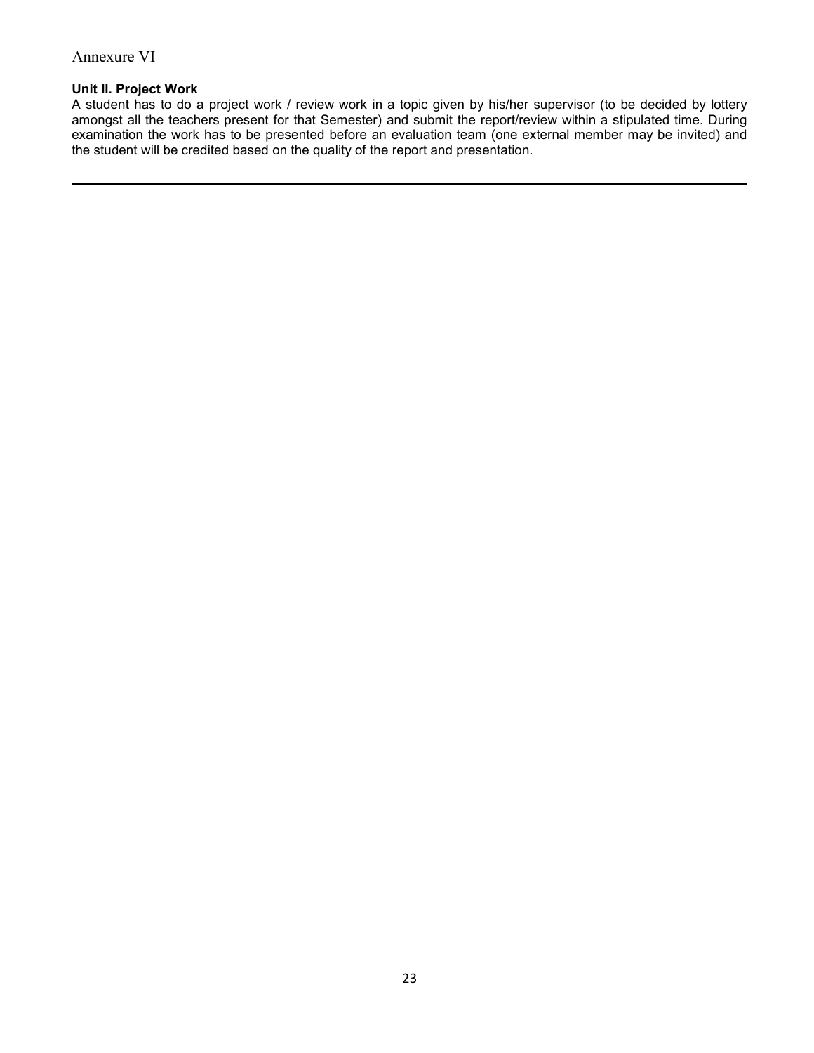Annexure VI

**Unit II. Project Work**

A student has to do a project work / review work in a topic given by his/her supervisor (to be decided by lottery amongst all the teachers present for that Semester) and submit the report/review within a stipulated time. During examination the work has to be presented before an evaluation team (one external member may be invited) and the student will be credited based on the quality of the report and presentation.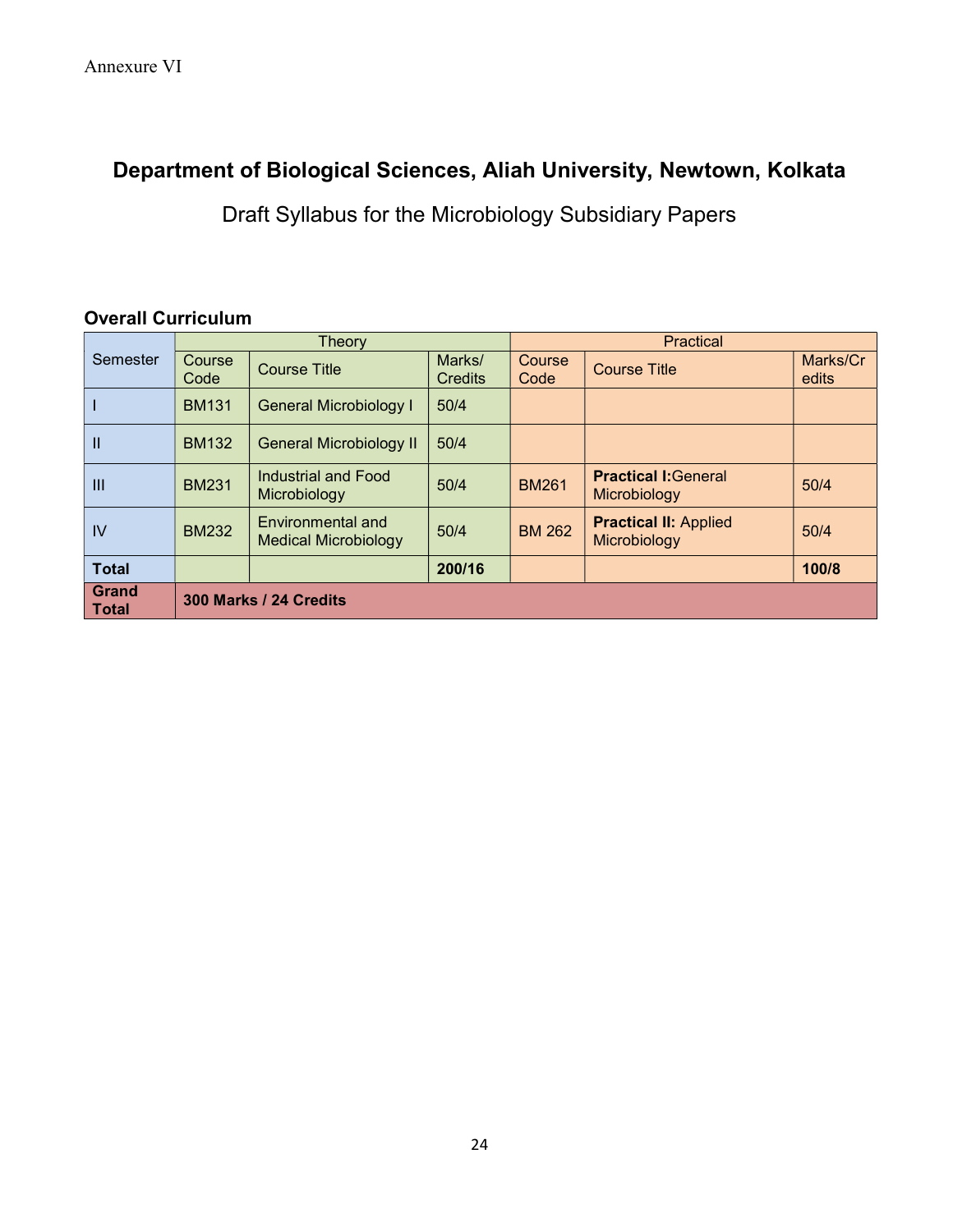Annexure VI

# Department of Biological Sciences, Aliah University, Newtown, Kolkata

## Draft Syllabus for the Microbiology Subsidiary Papers

### Overall Curriculum

| Semester | Theory | | | Practical | | |
|---|---|---|---|---|---|---|
| | Course Code | Course Title | Marks/ Credits | Course Code | Course Title | Marks/Credits |
| I | BM131 | General Microbiology I | 50/4 | | | |
| II | BM132 | General Microbiology II | 50/4 | | | |
| III | BM231 | Industrial and Food Microbiology | 50/4 | BM261 | **Practical I:** General Microbiology | 50/4 |
| IV | BM232 | Environmental and Medical Microbiology | 50/4 | BM 262 | **Practical II:** Applied Microbiology | 50/4 |
| **Total** | | | **200/16** | | | **100/8** |
| **Grand Total** | **300 Marks / 24 Credits** | | | | | |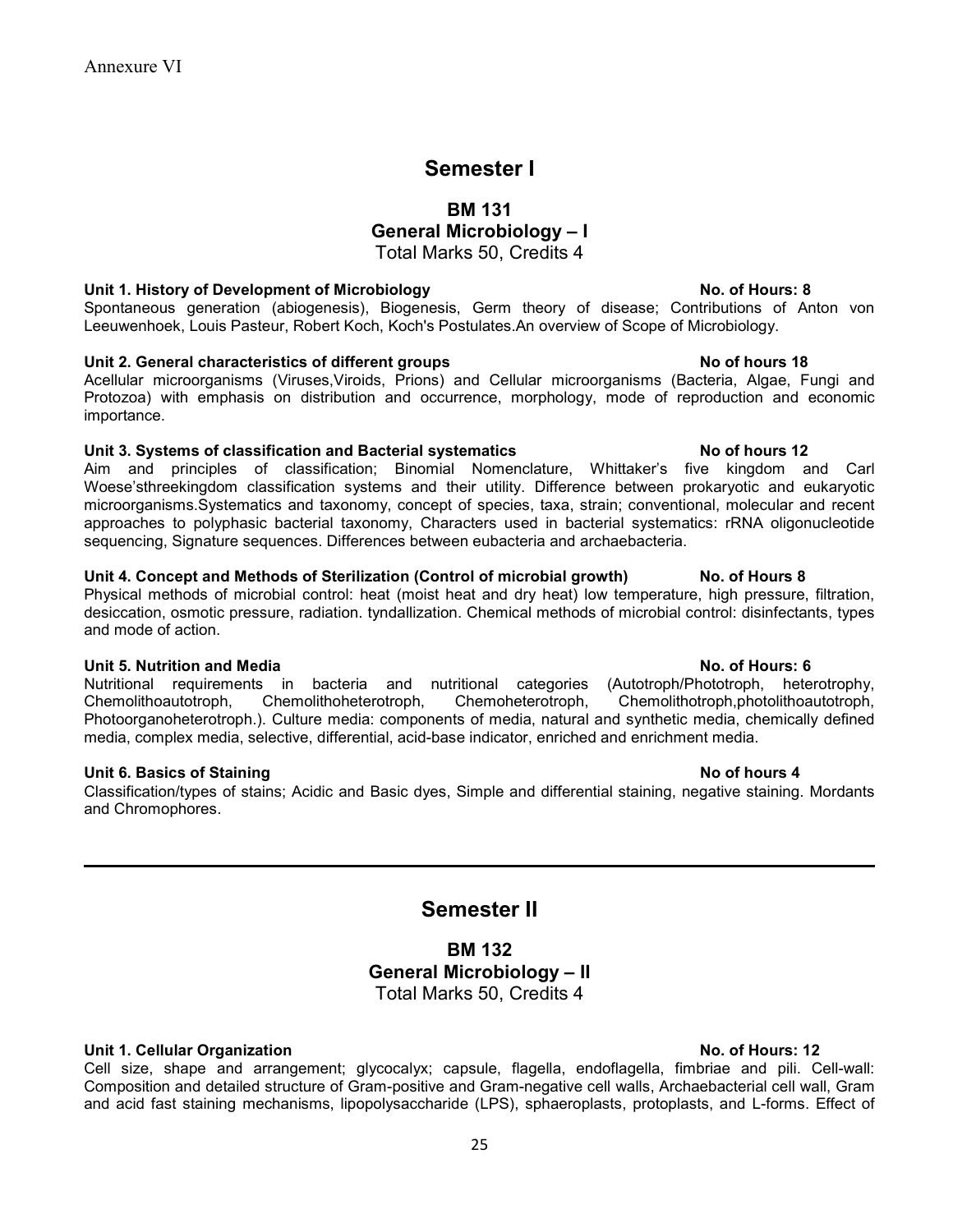Annexure VI

# Semester I

## BM 131
## General Microbiology – I
Total Marks 50, Credits 4

**Unit 1. History of Development of Microbiology** **No. of Hours: 8**

Spontaneous generation (abiogenesis), Biogenesis, Germ theory of disease; Contributions of Anton von Leeuwenhoek, Louis Pasteur, Robert Koch, Koch's Postulates.An overview of Scope of Microbiology.

**Unit 2. General characteristics of different groups** **No of hours 18**

Acellular microorganisms (Viruses,Viroids, Prions) and Cellular microorganisms (Bacteria, Algae, Fungi and Protozoa) with emphasis on distribution and occurrence, morphology, mode of reproduction and economic importance.

**Unit 3. Systems of classification and Bacterial systematics** **No of hours 12**

Aim and principles of classification; Binomial Nomenclature, Whittaker's five kingdom and Carl Woese'sthreekingdom classification systems and their utility. Difference between prokaryotic and eukaryotic microorganisms.Systematics and taxonomy, concept of species, taxa, strain; conventional, molecular and recent approaches to polyphasic bacterial taxonomy, Characters used in bacterial systematics: rRNA oligonucleotide sequencing, Signature sequences. Differences between eubacteria and archaebacteria.

**Unit 4. Concept and Methods of Sterilization (Control of microbial growth)** **No. of Hours 8**

Physical methods of microbial control: heat (moist heat and dry heat) low temperature, high pressure, filtration, desiccation, osmotic pressure, radiation. tyndallization. Chemical methods of microbial control: disinfectants, types and mode of action.

**Unit 5. Nutrition and Media** **No. of Hours: 6**

Nutritional requirements in bacteria and nutritional categories (Autotroph/Phototroph, heterotrophy, Chemolithoautotroph, Chemolithoheterotroph, Chemoheterotroph, Chemolithotroph,photolithoautotroph, Photoorganoheterotroph.). Culture media: components of media, natural and synthetic media, chemically defined media, complex media, selective, differential, acid-base indicator, enriched and enrichment media.

**Unit 6. Basics of Staining** **No of hours 4**

Classification/types of stains; Acidic and Basic dyes, Simple and differential staining, negative staining. Mordants and Chromophores.

---

# Semester II

## BM 132
## General Microbiology – II
Total Marks 50, Credits 4

**Unit 1. Cellular Organization** **No. of Hours: 12**

Cell size, shape and arrangement; glycocalyx; capsule, flagella, endoflagella, fimbriae and pili. Cell-wall: Composition and detailed structure of Gram-positive and Gram-negative cell walls, Archaebacterial cell wall, Gram and acid fast staining mechanisms, lipopolysaccharide (LPS), sphaeroplasts, protoplasts, and L-forms. Effect of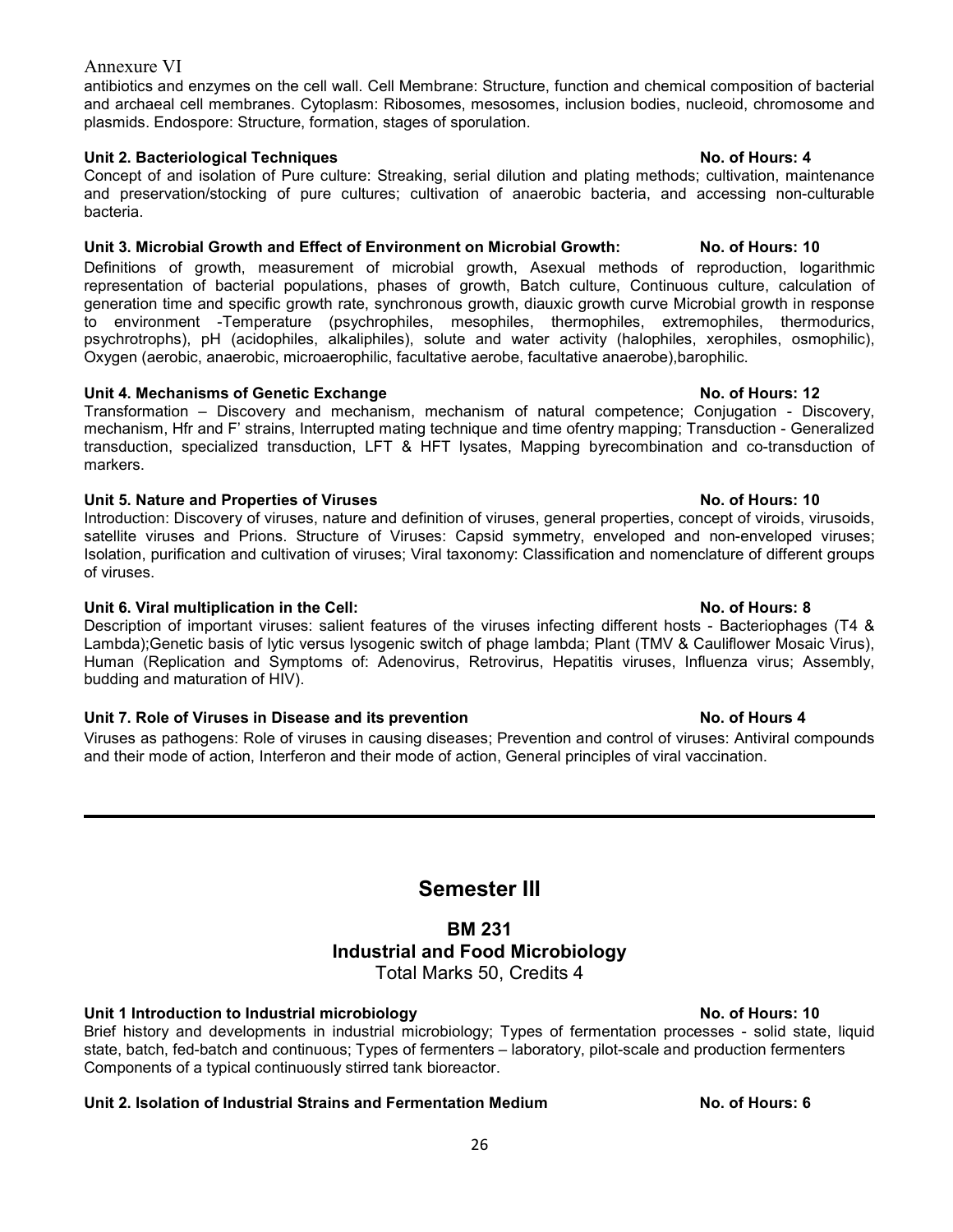antibiotics and enzymes on the cell wall. Cell Membrane: Structure, function and chemical composition of bacterial and archaeal cell membranes. Cytoplasm: Ribosomes, mesosomes, inclusion bodies, nucleoid, chromosome and plasmids. Endospore: Structure, formation, stages of sporulation.

**Unit 2. Bacteriological Techniques** **No. of Hours: 4**

Concept of and isolation of Pure culture: Streaking, serial dilution and plating methods; cultivation, maintenance and preservation/stocking of pure cultures; cultivation of anaerobic bacteria, and accessing non-culturable bacteria.

**Unit 3. Microbial Growth and Effect of Environment on Microbial Growth:** **No. of Hours: 10**

Definitions of growth, measurement of microbial growth, Asexual methods of reproduction, logarithmic representation of bacterial populations, phases of growth, Batch culture, Continuous culture, calculation of generation time and specific growth rate, synchronous growth, diauxic growth curve Microbial growth in response to environment -Temperature (psychrophiles, mesophiles, thermophiles, extremophiles, thermodurics, psychrotrophs), pH (acidophiles, alkaliphiles), solute and water activity (halophiles, xerophiles, osmophilic), Oxygen (aerobic, anaerobic, microaerophilic, facultative aerobe, facultative anaerobe),barophilic.

**Unit 4. Mechanisms of Genetic Exchange** **No. of Hours: 12**

Transformation – Discovery and mechanism, mechanism of natural competence; Conjugation - Discovery, mechanism, Hfr and F' strains, Interrupted mating technique and time ofentry mapping; Transduction - Generalized transduction, specialized transduction, LFT & HFT lysates, Mapping byrecombination and co-transduction of markers.

**Unit 5. Nature and Properties of Viruses** **No. of Hours: 10**

Introduction: Discovery of viruses, nature and definition of viruses, general properties, concept of viroids, virusoids, satellite viruses and Prions. Structure of Viruses: Capsid symmetry, enveloped and non-enveloped viruses; Isolation, purification and cultivation of viruses; Viral taxonomy: Classification and nomenclature of different groups of viruses.

**Unit 6. Viral multiplication in the Cell:** **No. of Hours: 8**

Description of important viruses: salient features of the viruses infecting different hosts - Bacteriophages (T4 & Lambda);Genetic basis of lytic versus lysogenic switch of phage lambda; Plant (TMV & Cauliflower Mosaic Virus), Human (Replication and Symptoms of: Adenovirus, Retrovirus, Hepatitis viruses, Influenza virus; Assembly, budding and maturation of HIV).

**Unit 7. Role of Viruses in Disease and its prevention** **No. of Hours 4**

Viruses as pathogens: Role of viruses in causing diseases; Prevention and control of viruses: Antiviral compounds and their mode of action, Interferon and their mode of action, General principles of viral vaccination.

---

# Semester III

## BM 231
## Industrial and Food Microbiology

Total Marks 50, Credits 4

**Unit 1 Introduction to Industrial microbiology** **No. of Hours: 10**

Brief history and developments in industrial microbiology; Types of fermentation processes - solid state, liquid state, batch, fed-batch and continuous; Types of fermenters – laboratory, pilot-scale and production fermenters Components of a typical continuously stirred tank bioreactor.

**Unit 2. Isolation of Industrial Strains and Fermentation Medium** **No. of Hours: 6**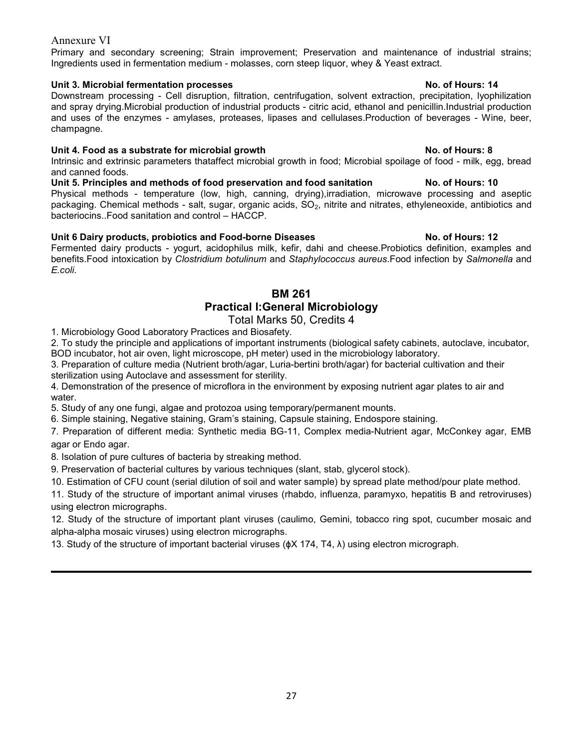Annexure VI

Primary and secondary screening; Strain improvement; Preservation and maintenance of industrial strains; Ingredients used in fermentation medium - molasses, corn steep liquor, whey & Yeast extract.

**Unit 3. Microbial fermentation processes** **No. of Hours: 14**

Downstream processing - Cell disruption, filtration, centrifugation, solvent extraction, precipitation, lyophilization and spray drying.Microbial production of industrial products - citric acid, ethanol and penicillin.Industrial production and uses of the enzymes - amylases, proteases, lipases and cellulases.Production of beverages - Wine, beer, champagne.

**Unit 4. Food as a substrate for microbial growth** **No. of Hours: 8**

Intrinsic and extrinsic parameters thataffect microbial growth in food; Microbial spoilage of food - milk, egg, bread and canned foods.

**Unit 5. Principles and methods of food preservation and food sanitation** **No. of Hours: 10**

Physical methods - temperature (low, high, canning, drying),irradiation, microwave processing and aseptic packaging. Chemical methods - salt, sugar, organic acids, $SO_2$, nitrite and nitrates, ethyleneoxide, antibiotics and bacteriocins..Food sanitation and control – HACCP.

**Unit 6 Dairy products, probiotics and Food-borne Diseases** **No. of Hours: 12**

Fermented dairy products - yogurt, acidophilus milk, kefir, dahi and cheese.Probiotics definition, examples and benefits.Food intoxication by *Clostridium botulinum* and *Staphylococcus aureus*.Food infection by *Salmonella* and *E.coli*.

## BM 261

## Practical I:General Microbiology

Total Marks 50, Credits 4

1. Microbiology Good Laboratory Practices and Biosafety.
2. To study the principle and applications of important instruments (biological safety cabinets, autoclave, incubator, BOD incubator, hot air oven, light microscope, pH meter) used in the microbiology laboratory.
3. Preparation of culture media (Nutrient broth/agar, Luria-bertini broth/agar) for bacterial cultivation and their sterilization using Autoclave and assessment for sterility.
4. Demonstration of the presence of microflora in the environment by exposing nutrient agar plates to air and water.
5. Study of any one fungi, algae and protozoa using temporary/permanent mounts.
6. Simple staining, Negative staining, Gram's staining, Capsule staining, Endospore staining.
7. Preparation of different media: Synthetic media BG-11, Complex media-Nutrient agar, McConkey agar, EMB agar or Endo agar.
8. Isolation of pure cultures of bacteria by streaking method.
9. Preservation of bacterial cultures by various techniques (slant, stab, glycerol stock).
10. Estimation of CFU count (serial dilution of soil and water sample) by spread plate method/pour plate method.
11. Study of the structure of important animal viruses (rhabdo, influenza, paramyxo, hepatitis B and retroviruses) using electron micrographs.
12. Study of the structure of important plant viruses (caulimo, Gemini, tobacco ring spot, cucumber mosaic and alpha-alpha mosaic viruses) using electron micrographs.
13. Study of the structure of important bacterial viruses ($\phi$X 174, T4, $\lambda$) using electron micrograph.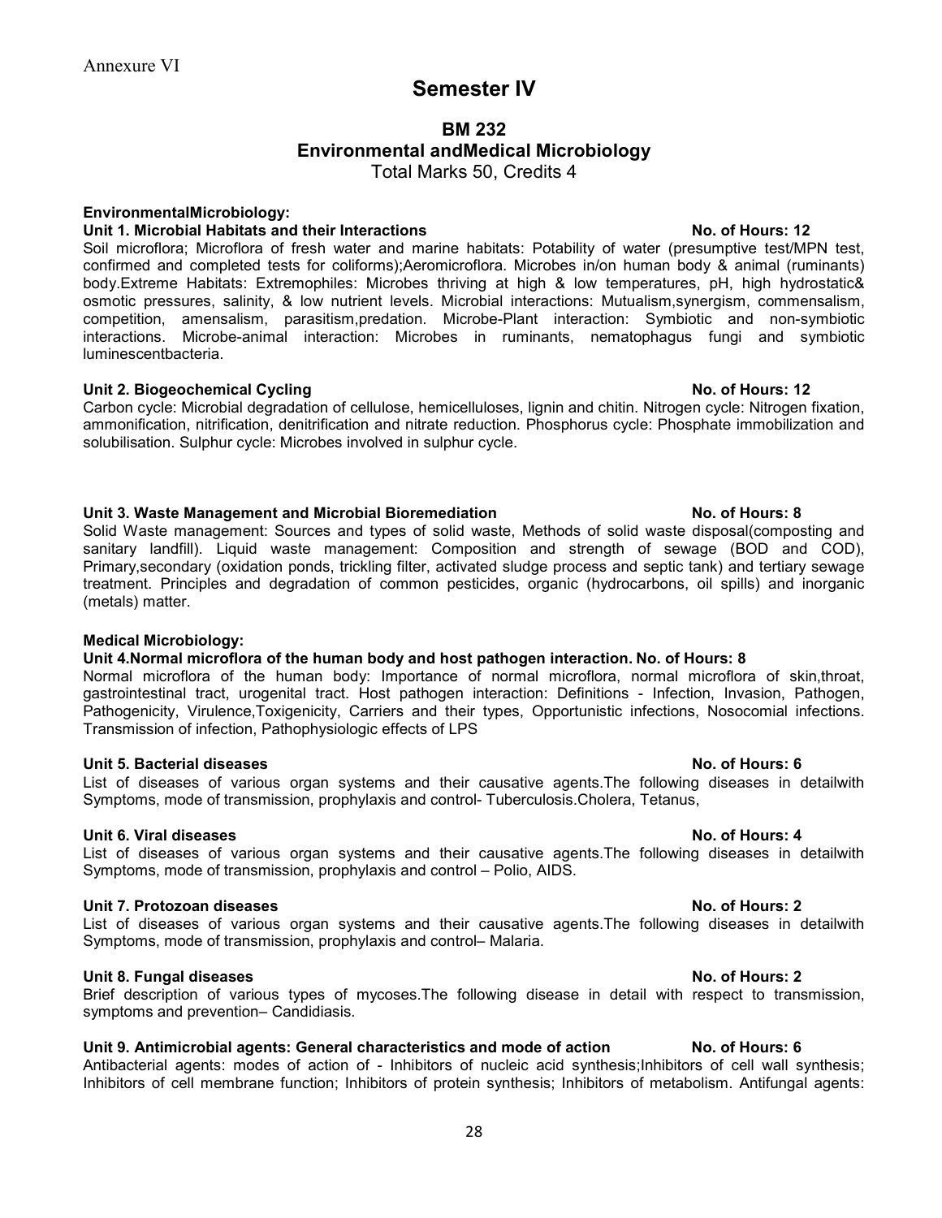Annexure VI

# Semester IV

## BM 232
## Environmental andMedical Microbiology
Total Marks 50, Credits 4

**EnvironmentalMicrobiology:**

**Unit 1. Microbial Habitats and their Interactions No. of Hours: 12**

Soil microflora; Microflora of fresh water and marine habitats: Potability of water (presumptive test/MPN test, confirmed and completed tests for coliforms);Aeromicroflora. Microbes in/on human body & animal (ruminants) body.Extreme Habitats: Extremophiles: Microbes thriving at high & low temperatures, pH, high hydrostatic& osmotic pressures, salinity, & low nutrient levels. Microbial interactions: Mutualism,synergism, commensalism, competition, amensalism, parasitism,predation. Microbe-Plant interaction: Symbiotic and non-symbiotic interactions. Microbe-animal interaction: Microbes in ruminants, nematophagus fungi and symbiotic luminescentbacteria.

**Unit 2. Biogeochemical Cycling No. of Hours: 12**

Carbon cycle: Microbial degradation of cellulose, hemicelluloses, lignin and chitin. Nitrogen cycle: Nitrogen fixation, ammonification, nitrification, denitrification and nitrate reduction. Phosphorus cycle: Phosphate immobilization and solubilisation. Sulphur cycle: Microbes involved in sulphur cycle.

**Unit 3. Waste Management and Microbial Bioremediation No. of Hours: 8**

Solid Waste management: Sources and types of solid waste, Methods of solid waste disposal(composting and sanitary landfill). Liquid waste management: Composition and strength of sewage (BOD and COD), Primary,secondary (oxidation ponds, trickling filter, activated sludge process and septic tank) and tertiary sewage treatment. Principles and degradation of common pesticides, organic (hydrocarbons, oil spills) and inorganic (metals) matter.

**Medical Microbiology:**

**Unit 4.Normal microflora of the human body and host pathogen interaction. No. of Hours: 8**

Normal microflora of the human body: Importance of normal microflora, normal microflora of skin,throat, gastrointestinal tract, urogenital tract. Host pathogen interaction: Definitions - Infection, Invasion, Pathogen, Pathogenicity, Virulence,Toxigenicity, Carriers and their types, Opportunistic infections, Nosocomial infections. Transmission of infection, Pathophysiologic effects of LPS

**Unit 5. Bacterial diseases No. of Hours: 6**

List of diseases of various organ systems and their causative agents.The following diseases in detailwith Symptoms, mode of transmission, prophylaxis and control- Tuberculosis.Cholera, Tetanus,

**Unit 6. Viral diseases No. of Hours: 4**

List of diseases of various organ systems and their causative agents.The following diseases in detailwith Symptoms, mode of transmission, prophylaxis and control – Polio, AIDS.

**Unit 7. Protozoan diseases No. of Hours: 2**

List of diseases of various organ systems and their causative agents.The following diseases in detailwith Symptoms, mode of transmission, prophylaxis and control– Malaria.

**Unit 8. Fungal diseases No. of Hours: 2**

Brief description of various types of mycoses.The following disease in detail with respect to transmission, symptoms and prevention– Candidiasis.

**Unit 9. Antimicrobial agents: General characteristics and mode of action No. of Hours: 6**

Antibacterial agents: modes of action of - Inhibitors of nucleic acid synthesis;Inhibitors of cell wall synthesis; Inhibitors of cell membrane function; Inhibitors of protein synthesis; Inhibitors of metabolism. Antifungal agents: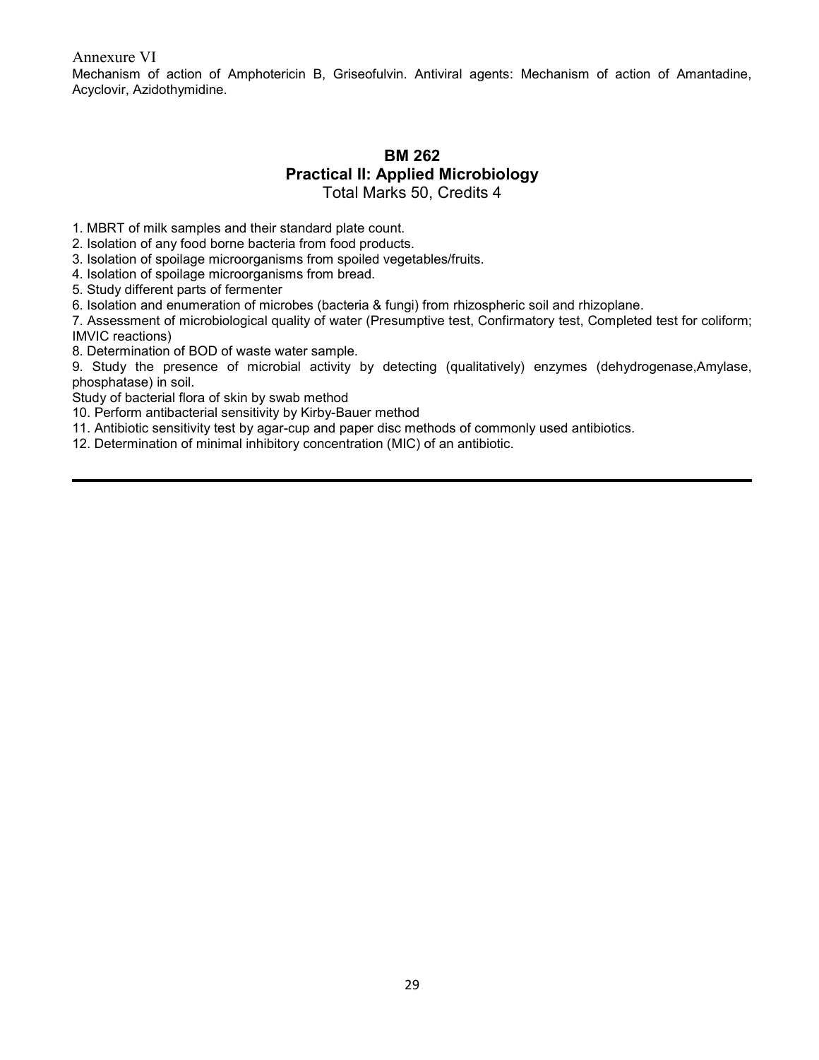Annexure VI

Mechanism of action of Amphotericin B, Griseofulvin. Antiviral agents: Mechanism of action of Amantadine, Acyclovir, Azidothymidine.

## BM 262
## Practical II: Applied Microbiology

Total Marks 50, Credits 4

1. MBRT of milk samples and their standard plate count.
2. Isolation of any food borne bacteria from food products.
3. Isolation of spoilage microorganisms from spoiled vegetables/fruits.
4. Isolation of spoilage microorganisms from bread.
5. Study different parts of fermenter
6. Isolation and enumeration of microbes (bacteria & fungi) from rhizospheric soil and rhizoplane.
7. Assessment of microbiological quality of water (Presumptive test, Confirmatory test, Completed test for coliform; IMVIC reactions)
8. Determination of BOD of waste water sample.
9. Study the presence of microbial activity by detecting (qualitatively) enzymes (dehydrogenase,Amylase, phosphatase) in soil.

Study of bacterial flora of skin by swab method

10. Perform antibacterial sensitivity by Kirby-Bauer method
11. Antibiotic sensitivity test by agar-cup and paper disc methods of commonly used antibiotics.
12. Determination of minimal inhibitory concentration (MIC) of an antibiotic.